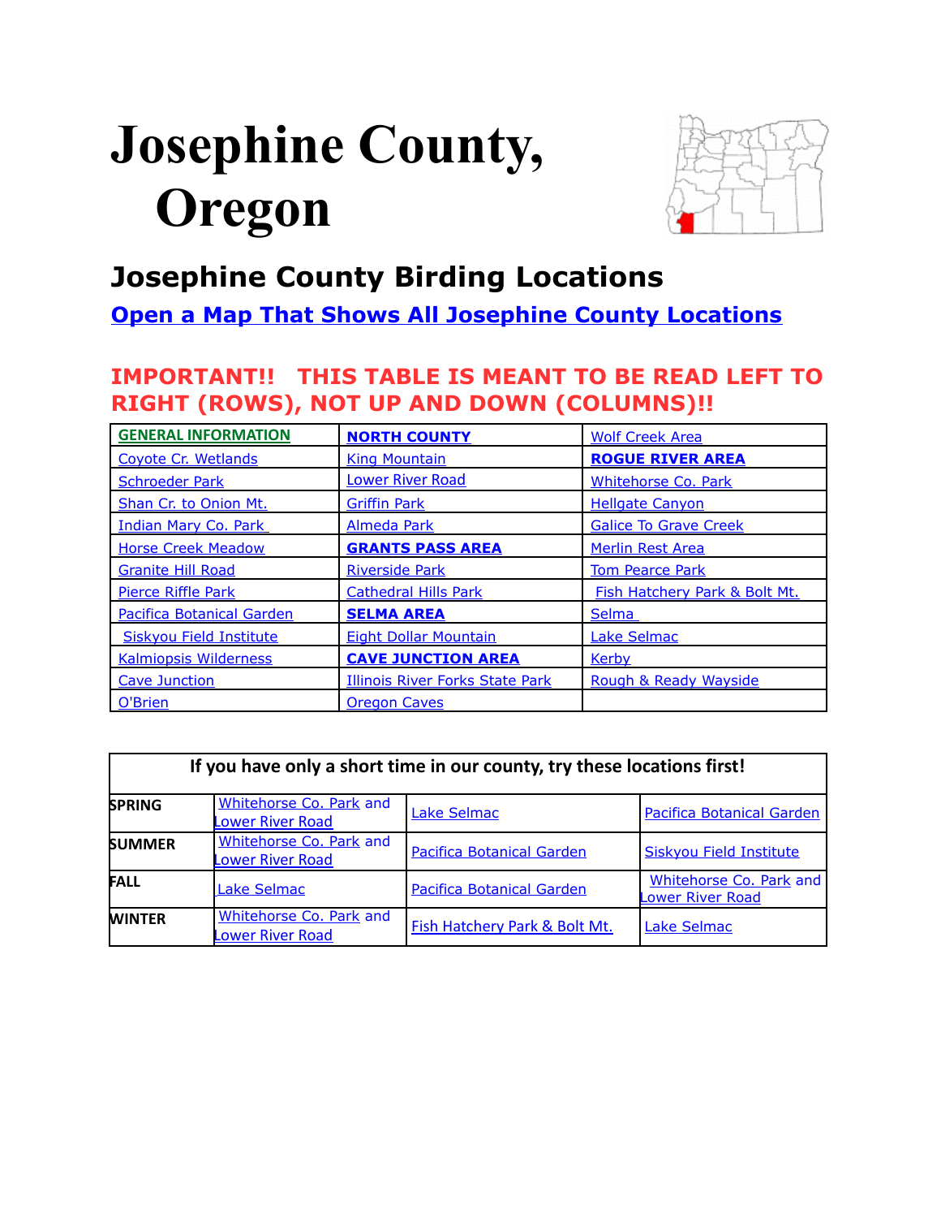# Josephine County, Oregon

## Josephine County Birding Locations

### Open a Map That Shows All Josephine County Locations

**IMPORTANT!! THIS TABLE IS MEANT TO BE READ LEFT TO RIGHT (ROWS), NOT UP AND DOWN (COLUMNS)!!**

| | | |
|---|---|---|
| **GENERAL INFORMATION** | **NORTH COUNTY** | Wolf Creek Area |
| Coyote Cr. Wetlands | King Mountain | **ROGUE RIVER AREA** |
| Schroeder Park | Lower River Road | Whitehorse Co. Park |
| Shan Cr. to Onion Mt. | Griffin Park | Hellgate Canyon |
| Indian Mary Co. Park | Almeda Park | Galice To Grave Creek |
| Horse Creek Meadow | **GRANTS PASS AREA** | Merlin Rest Area |
| Granite Hill Road | Riverside Park | Tom Pearce Park |
| Pierce Riffle Park | Cathedral Hills Park | Fish Hatchery Park & Bolt Mt. |
| Pacifica Botanical Garden | **SELMA AREA** | Selma |
| Siskyou Field Institute | Eight Dollar Mountain | Lake Selmac |
| Kalmiopsis Wilderness | **CAVE JUNCTION AREA** | Kerby |
| Cave Junction | Illinois River Forks State Park | Rough & Ready Wayside |
| O'Brien | Oregon Caves | |

| If you have only a short time in our county, try these locations first! | | | |
|---|---|---|---|
| **SPRING** | Whitehorse Co. Park and Lower River Road | Lake Selmac | Pacifica Botanical Garden |
| **SUMMER** | Whitehorse Co. Park and Lower River Road | Pacifica Botanical Garden | Siskyou Field Institute |
| **FALL** | Lake Selmac | Pacifica Botanical Garden | Whitehorse Co. Park and Lower River Road |
| **WINTER** | Whitehorse Co. Park and Lower River Road | Fish Hatchery Park & Bolt Mt. | Lake Selmac |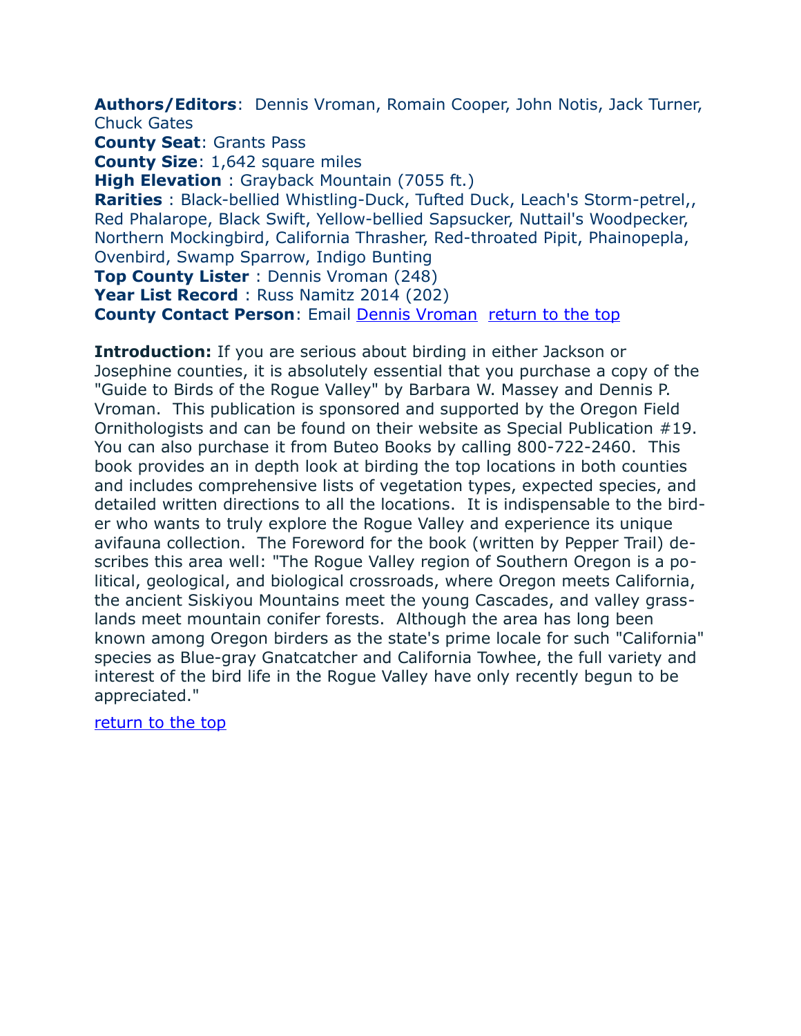**Authors/Editors**: Dennis Vroman, Romain Cooper, John Notis, Jack Turner, Chuck Gates
**County Seat**: Grants Pass
**County Size**: 1,642 square miles
**High Elevation** : Grayback Mountain (7055 ft.)
**Rarities** : Black-bellied Whistling-Duck, Tufted Duck, Leach's Storm-petrel,, Red Phalarope, Black Swift, Yellow-bellied Sapsucker, Nuttail's Woodpecker, Northern Mockingbird, California Thrasher, Red-throated Pipit, Phainopepla, Ovenbird, Swamp Sparrow, Indigo Bunting
**Top County Lister** : Dennis Vroman (248)
**Year List Record** : Russ Namitz 2014 (202)
**County Contact Person**: Email Dennis Vroman  return to the top

**Introduction:** If you are serious about birding in either Jackson or Josephine counties, it is absolutely essential that you purchase a copy of the "Guide to Birds of the Rogue Valley" by Barbara W. Massey and Dennis P. Vroman. This publication is sponsored and supported by the Oregon Field Ornithologists and can be found on their website as Special Publication #19. You can also purchase it from Buteo Books by calling 800-722-2460. This book provides an in depth look at birding the top locations in both counties and includes comprehensive lists of vegetation types, expected species, and detailed written directions to all the locations. It is indispensable to the birder who wants to truly explore the Rogue Valley and experience its unique avifauna collection. The Foreword for the book (written by Pepper Trail) describes this area well: "The Rogue Valley region of Southern Oregon is a political, geological, and biological crossroads, where Oregon meets California, the ancient Siskiyou Mountains meet the young Cascades, and valley grasslands meet mountain conifer forests. Although the area has long been known among Oregon birders as the state's prime locale for such "California" species as Blue-gray Gnatcatcher and California Towhee, the full variety and interest of the bird life in the Rogue Valley have only recently begun to be appreciated."

return to the top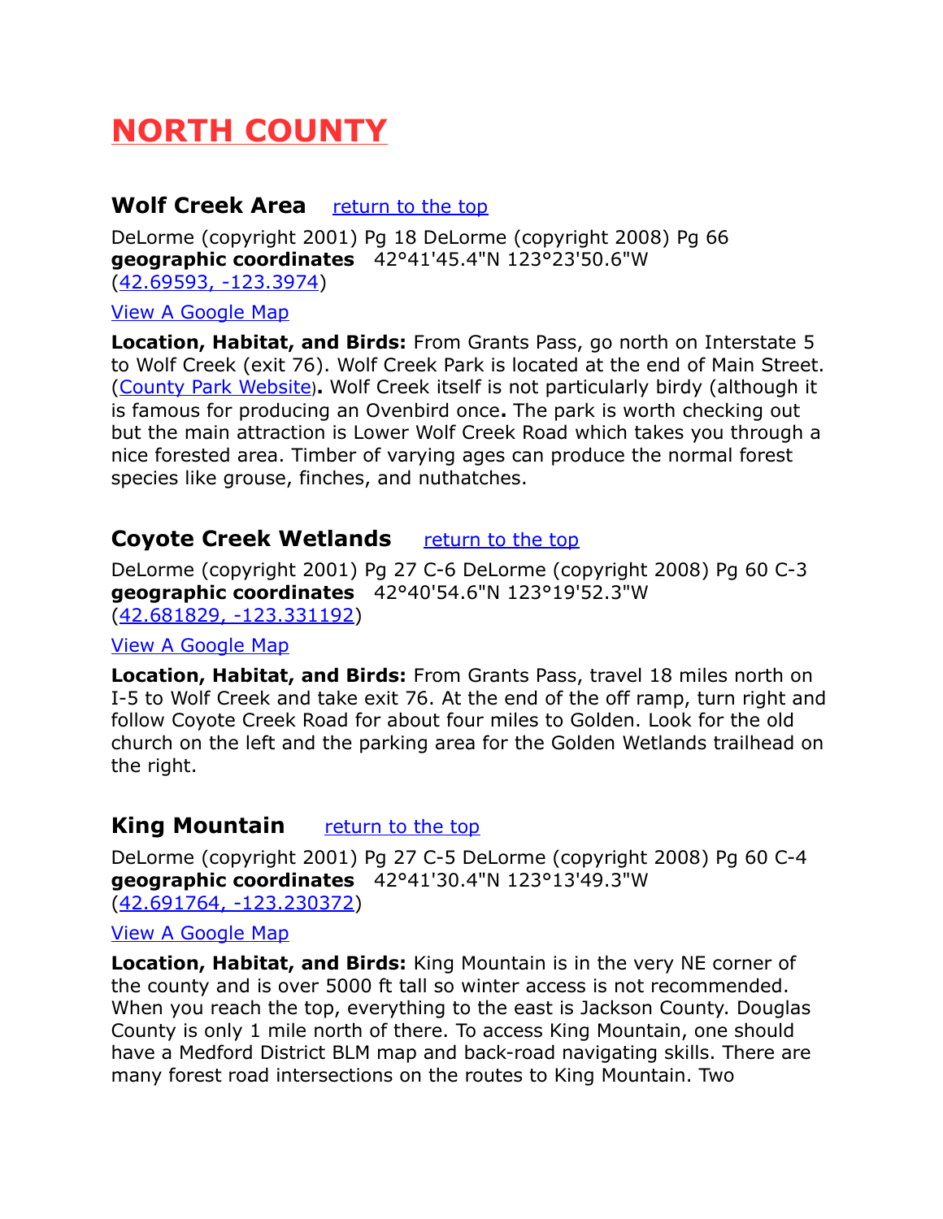# NORTH COUNTY

## Wolf Creek Area [return to the top]

DeLorme (copyright 2001) Pg 18 DeLorme (copyright 2008) Pg 66
**geographic coordinates** 42°41'45.4"N 123°23'50.6"W
(42.69593, -123.3974)

View A Google Map

**Location, Habitat, and Birds:** From Grants Pass, go north on Interstate 5 to Wolf Creek (exit 76). Wolf Creek Park is located at the end of Main Street. (County Park Website). Wolf Creek itself is not particularly birdy (although it is famous for producing an Ovenbird once. The park is worth checking out but the main attraction is Lower Wolf Creek Road which takes you through a nice forested area. Timber of varying ages can produce the normal forest species like grouse, finches, and nuthatches.

## Coyote Creek Wetlands [return to the top]

DeLorme (copyright 2001) Pg 27 C-6 DeLorme (copyright 2008) Pg 60 C-3
**geographic coordinates** 42°40'54.6"N 123°19'52.3"W
(42.681829, -123.331192)

View A Google Map

**Location, Habitat, and Birds:** From Grants Pass, travel 18 miles north on I-5 to Wolf Creek and take exit 76. At the end of the off ramp, turn right and follow Coyote Creek Road for about four miles to Golden. Look for the old church on the left and the parking area for the Golden Wetlands trailhead on the right.

## King Mountain [return to the top]

DeLorme (copyright 2001) Pg 27 C-5 DeLorme (copyright 2008) Pg 60 C-4
**geographic coordinates** 42°41'30.4"N 123°13'49.3"W
(42.691764, -123.230372)

View A Google Map

**Location, Habitat, and Birds:** King Mountain is in the very NE corner of the county and is over 5000 ft tall so winter access is not recommended. When you reach the top, everything to the east is Jackson County. Douglas County is only 1 mile north of there. To access King Mountain, one should have a Medford District BLM map and back-road navigating skills. There are many forest road intersections on the routes to King Mountain. Two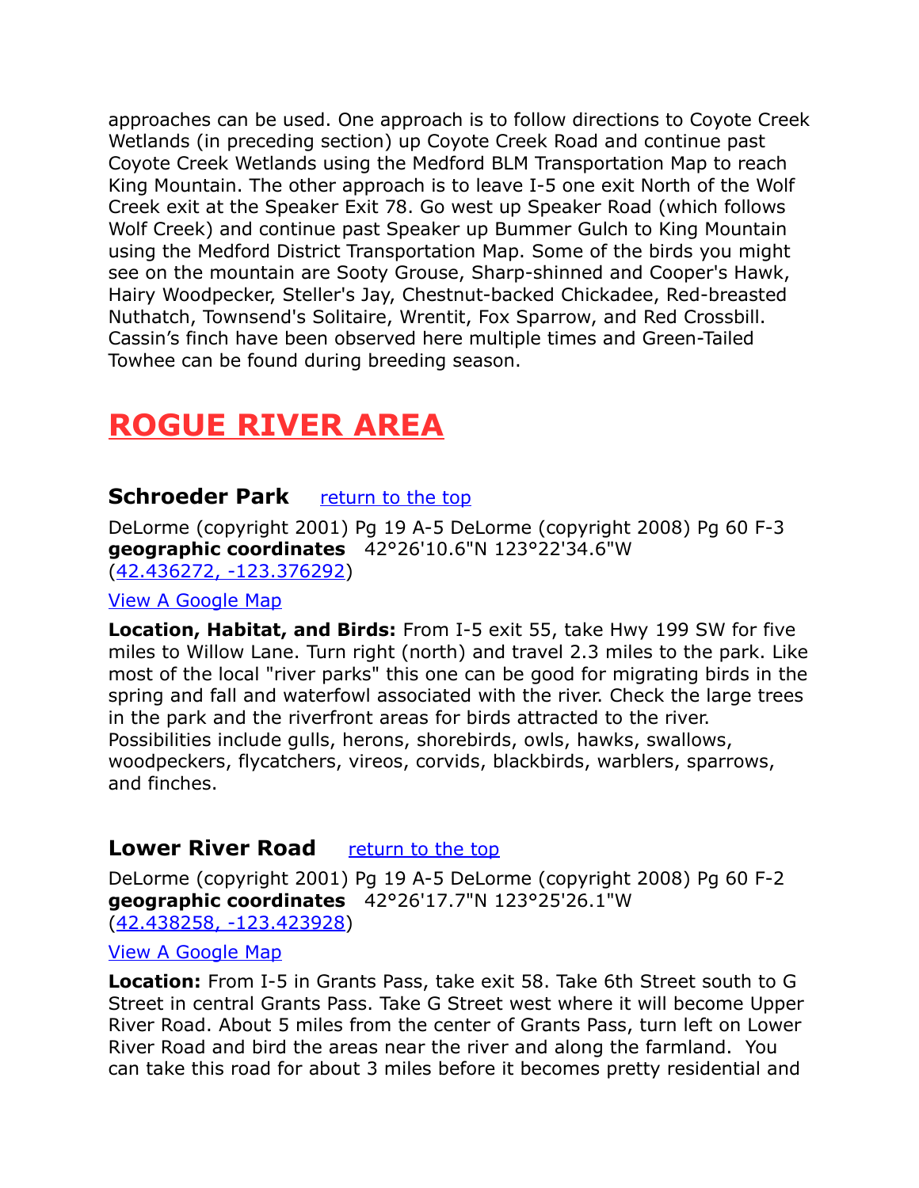approaches can be used. One approach is to follow directions to Coyote Creek Wetlands (in preceding section) up Coyote Creek Road and continue past Coyote Creek Wetlands using the Medford BLM Transportation Map to reach King Mountain. The other approach is to leave I-5 one exit North of the Wolf Creek exit at the Speaker Exit 78. Go west up Speaker Road (which follows Wolf Creek) and continue past Speaker up Bummer Gulch to King Mountain using the Medford District Transportation Map. Some of the birds you might see on the mountain are Sooty Grouse, Sharp-shinned and Cooper's Hawk, Hairy Woodpecker, Steller's Jay, Chestnut-backed Chickadee, Red-breasted Nuthatch, Townsend's Solitaire, Wrentit, Fox Sparrow, and Red Crossbill. Cassin's finch have been observed here multiple times and Green-Tailed Towhee can be found during breeding season.

# ROGUE RIVER AREA

### Schroeder Park    [return to the top]

DeLorme (copyright 2001) Pg 19 A-5 DeLorme (copyright 2008) Pg 60 F-3
**geographic coordinates** 42°26'10.6"N 123°22'34.6"W
(42.436272, -123.376292)

View A Google Map

**Location, Habitat, and Birds:** From I-5 exit 55, take Hwy 199 SW for five miles to Willow Lane. Turn right (north) and travel 2.3 miles to the park. Like most of the local "river parks" this one can be good for migrating birds in the spring and fall and waterfowl associated with the river. Check the large trees in the park and the riverfront areas for birds attracted to the river. Possibilities include gulls, herons, shorebirds, owls, hawks, swallows, woodpeckers, flycatchers, vireos, corvids, blackbirds, warblers, sparrows, and finches.

### Lower River Road    [return to the top]

DeLorme (copyright 2001) Pg 19 A-5 DeLorme (copyright 2008) Pg 60 F-2
**geographic coordinates** 42°26'17.7"N 123°25'26.1"W
(42.438258, -123.423928)

View A Google Map

**Location:** From I-5 in Grants Pass, take exit 58. Take 6th Street south to G Street in central Grants Pass. Take G Street west where it will become Upper River Road. About 5 miles from the center of Grants Pass, turn left on Lower River Road and bird the areas near the river and along the farmland.  You can take this road for about 3 miles before it becomes pretty residential and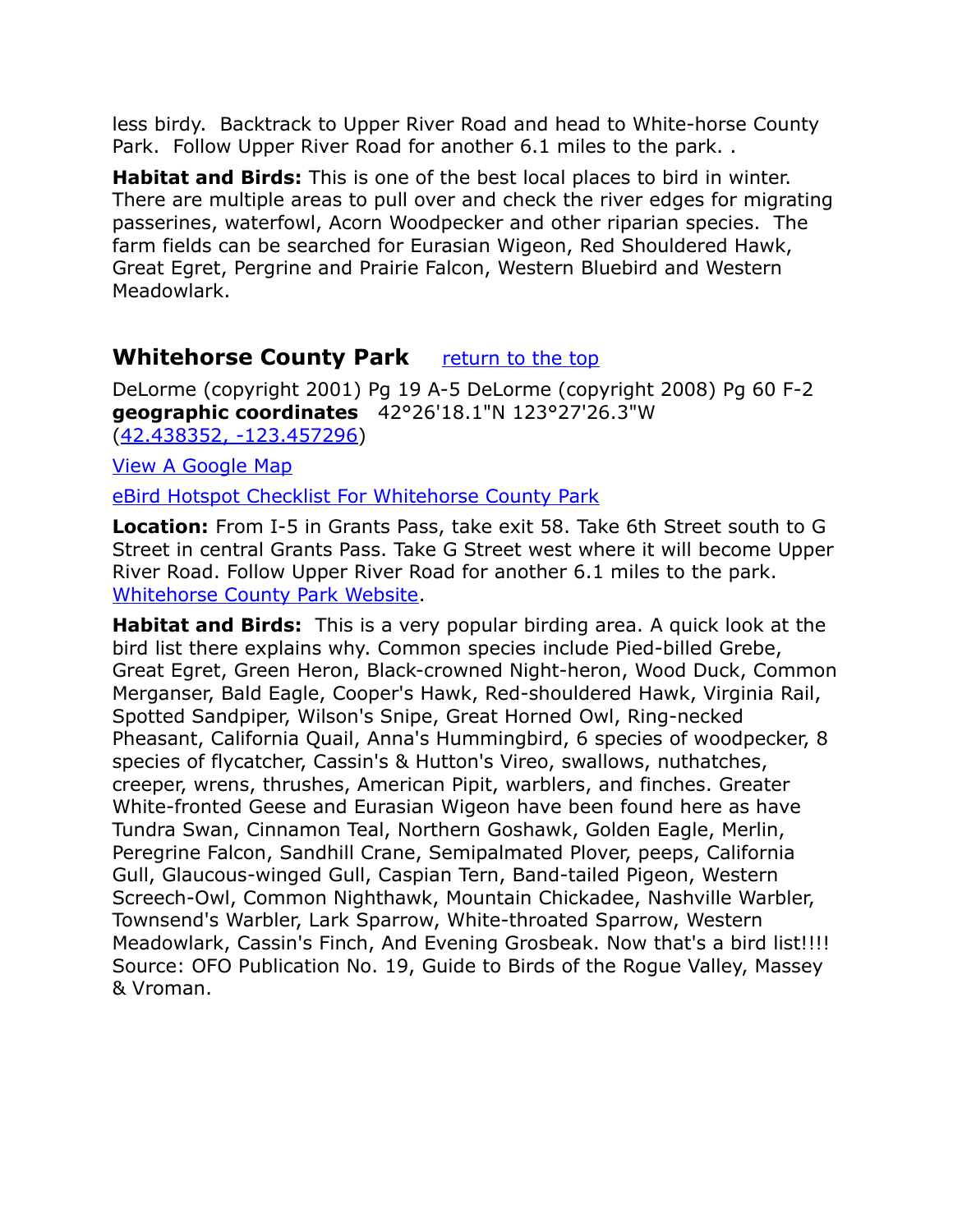less birdy. Backtrack to Upper River Road and head to White-horse County Park. Follow Upper River Road for another 6.1 miles to the park. .

**Habitat and Birds:** This is one of the best local places to bird in winter. There are multiple areas to pull over and check the river edges for migrating passerines, waterfowl, Acorn Woodpecker and other riparian species. The farm fields can be searched for Eurasian Wigeon, Red Shouldered Hawk, Great Egret, Pergrine and Prairie Falcon, Western Bluebird and Western Meadowlark.

## Whitehorse County Park

[return to the top]

DeLorme (copyright 2001) Pg 19 A-5 DeLorme (copyright 2008) Pg 60 F-2
**geographic coordinates** 42°26'18.1"N 123°27'26.3"W
([42.438352, -123.457296])

[View A Google Map]

[eBird Hotspot Checklist For Whitehorse County Park]

**Location:** From I-5 in Grants Pass, take exit 58. Take 6th Street south to G Street in central Grants Pass. Take G Street west where it will become Upper River Road. Follow Upper River Road for another 6.1 miles to the park. [Whitehorse County Park Website].

**Habitat and Birds:** This is a very popular birding area. A quick look at the bird list there explains why. Common species include Pied-billed Grebe, Great Egret, Green Heron, Black-crowned Night-heron, Wood Duck, Common Merganser, Bald Eagle, Cooper's Hawk, Red-shouldered Hawk, Virginia Rail, Spotted Sandpiper, Wilson's Snipe, Great Horned Owl, Ring-necked Pheasant, California Quail, Anna's Hummingbird, 6 species of woodpecker, 8 species of flycatcher, Cassin's & Hutton's Vireo, swallows, nuthatches, creeper, wrens, thrushes, American Pipit, warblers, and finches. Greater White-fronted Geese and Eurasian Wigeon have been found here as have Tundra Swan, Cinnamon Teal, Northern Goshawk, Golden Eagle, Merlin, Peregrine Falcon, Sandhill Crane, Semipalmated Plover, peeps, California Gull, Glaucous-winged Gull, Caspian Tern, Band-tailed Pigeon, Western Screech-Owl, Common Nighthawk, Mountain Chickadee, Nashville Warbler, Townsend's Warbler, Lark Sparrow, White-throated Sparrow, Western Meadowlark, Cassin's Finch, And Evening Grosbeak. Now that's a bird list!!!! Source: OFO Publication No. 19, Guide to Birds of the Rogue Valley, Massey & Vroman.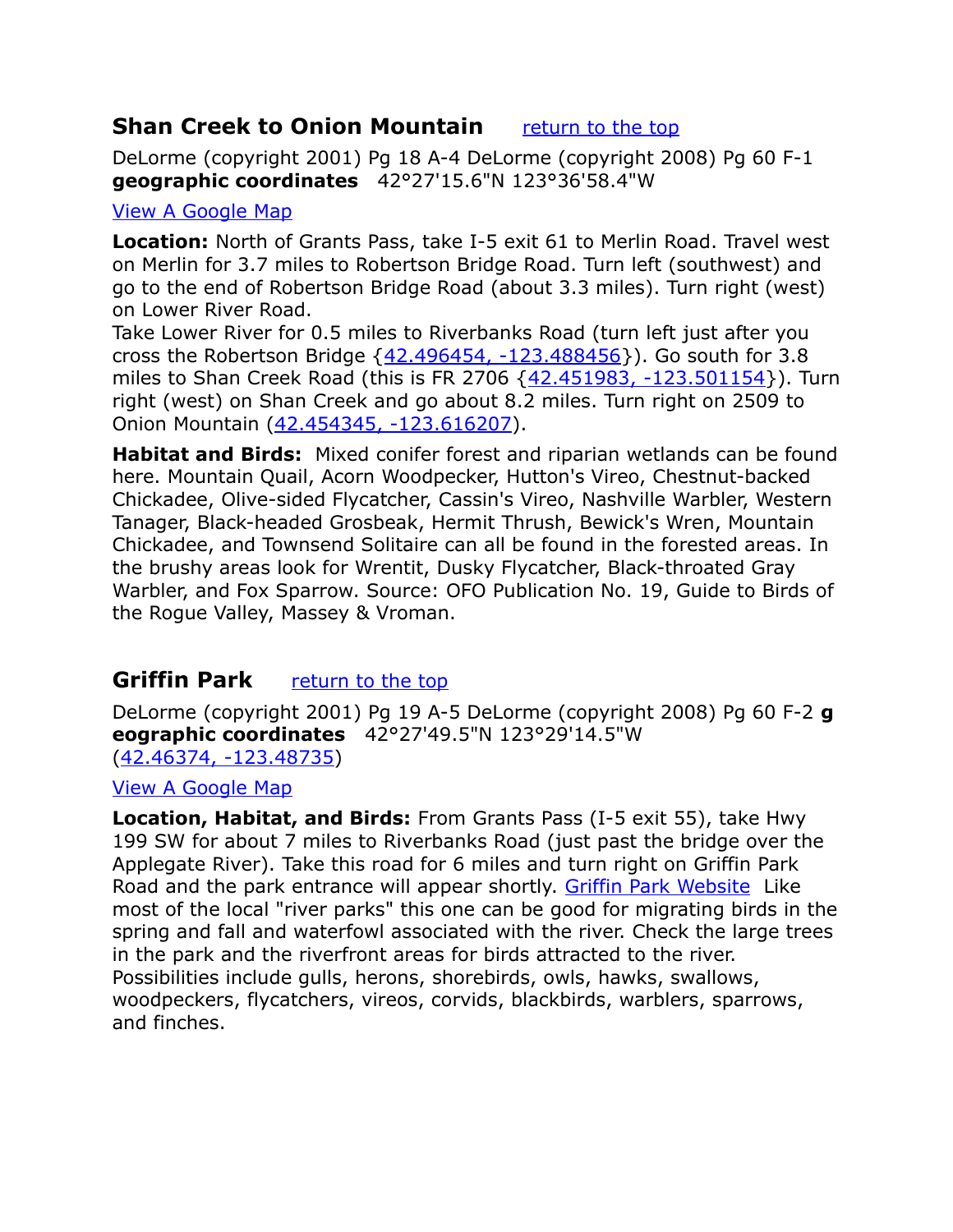## Shan Creek to Onion Mountain [return to the top]

DeLorme (copyright 2001) Pg 18 A-4 DeLorme (copyright 2008) Pg 60 F-1 **geographic coordinates** 42°27'15.6"N 123°36'58.4"W

[View A Google Map]

**Location:** North of Grants Pass, take I-5 exit 61 to Merlin Road. Travel west on Merlin for 3.7 miles to Robertson Bridge Road. Turn left (southwest) and go to the end of Robertson Bridge Road (about 3.3 miles). Turn right (west) on Lower River Road.
Take Lower River for 0.5 miles to Riverbanks Road (turn left just after you cross the Robertson Bridge {42.496454, -123.488456}). Go south for 3.8 miles to Shan Creek Road (this is FR 2706 {42.451983, -123.501154}). Turn right (west) on Shan Creek and go about 8.2 miles. Turn right on 2509 to Onion Mountain (42.454345, -123.616207).

**Habitat and Birds:** Mixed conifer forest and riparian wetlands can be found here. Mountain Quail, Acorn Woodpecker, Hutton's Vireo, Chestnut-backed Chickadee, Olive-sided Flycatcher, Cassin's Vireo, Nashville Warbler, Western Tanager, Black-headed Grosbeak, Hermit Thrush, Bewick's Wren, Mountain Chickadee, and Townsend Solitaire can all be found in the forested areas. In the brushy areas look for Wrentit, Dusky Flycatcher, Black-throated Gray Warbler, and Fox Sparrow. Source: OFO Publication No. 19, Guide to Birds of the Rogue Valley, Massey & Vroman.

## Griffin Park [return to the top]

DeLorme (copyright 2001) Pg 19 A-5 DeLorme (copyright 2008) Pg 60 F-2 **geographic coordinates** 42°27'49.5"N 123°29'14.5"W (42.46374, -123.48735)

[View A Google Map]

**Location, Habitat, and Birds:** From Grants Pass (I-5 exit 55), take Hwy 199 SW for about 7 miles to Riverbanks Road (just past the bridge over the Applegate River). Take this road for 6 miles and turn right on Griffin Park Road and the park entrance will appear shortly. [Griffin Park Website] Like most of the local "river parks" this one can be good for migrating birds in the spring and fall and waterfowl associated with the river. Check the large trees in the park and the riverfront areas for birds attracted to the river. Possibilities include gulls, herons, shorebirds, owls, hawks, swallows, woodpeckers, flycatchers, vireos, corvids, blackbirds, warblers, sparrows, and finches.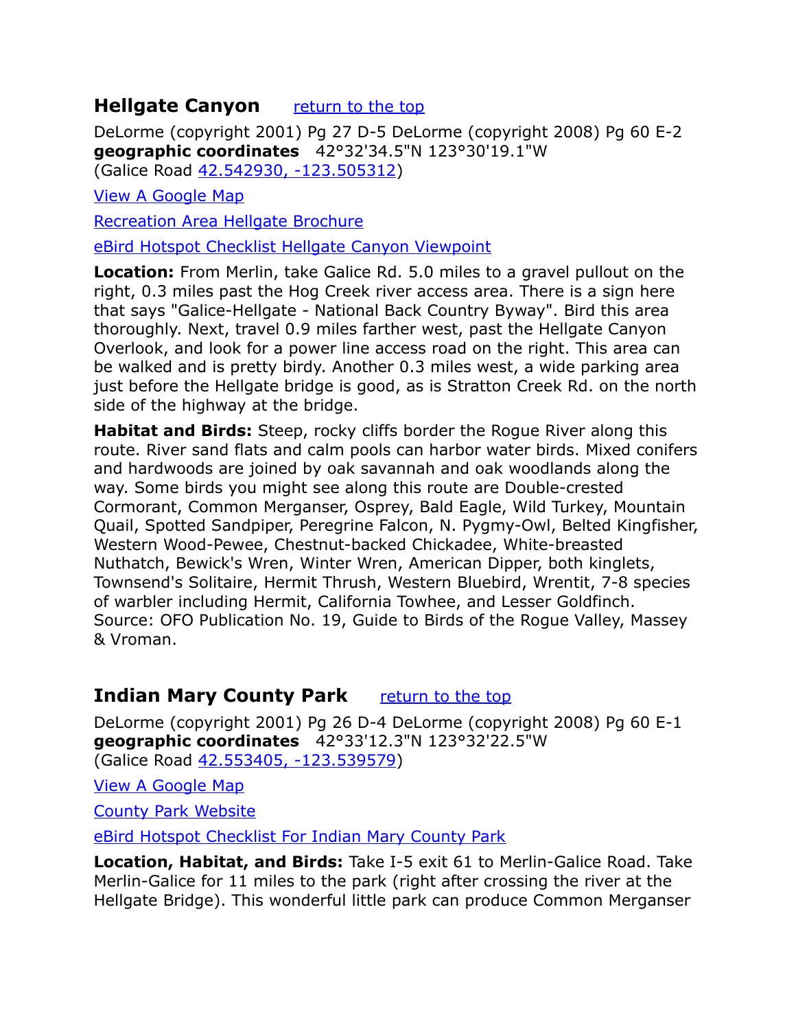## Hellgate Canyon    return to the top

DeLorme (copyright 2001) Pg 27 D-5 DeLorme (copyright 2008) Pg 60 E-2
**geographic coordinates**   42°32'34.5"N 123°30'19.1"W
(Galice Road 42.542930, -123.505312)

View A Google Map

Recreation Area Hellgate Brochure

eBird Hotspot Checklist Hellgate Canyon Viewpoint

**Location:** From Merlin, take Galice Rd. 5.0 miles to a gravel pullout on the right, 0.3 miles past the Hog Creek river access area. There is a sign here that says "Galice-Hellgate - National Back Country Byway". Bird this area thoroughly. Next, travel 0.9 miles farther west, past the Hellgate Canyon Overlook, and look for a power line access road on the right. This area can be walked and is pretty birdy. Another 0.3 miles west, a wide parking area just before the Hellgate bridge is good, as is Stratton Creek Rd. on the north side of the highway at the bridge.

**Habitat and Birds:** Steep, rocky cliffs border the Rogue River along this route. River sand flats and calm pools can harbor water birds. Mixed conifers and hardwoods are joined by oak savannah and oak woodlands along the way. Some birds you might see along this route are Double-crested Cormorant, Common Merganser, Osprey, Bald Eagle, Wild Turkey, Mountain Quail, Spotted Sandpiper, Peregrine Falcon, N. Pygmy-Owl, Belted Kingfisher, Western Wood-Pewee, Chestnut-backed Chickadee, White-breasted Nuthatch, Bewick's Wren, Winter Wren, American Dipper, both kinglets, Townsend's Solitaire, Hermit Thrush, Western Bluebird, Wrentit, 7-8 species of warbler including Hermit, California Towhee, and Lesser Goldfinch. Source: OFO Publication No. 19, Guide to Birds of the Rogue Valley, Massey & Vroman.

## Indian Mary County Park    return to the top

DeLorme (copyright 2001) Pg 26 D-4 DeLorme (copyright 2008) Pg 60 E-1
**geographic coordinates**   42°33'12.3"N 123°32'22.5"W
(Galice Road 42.553405, -123.539579)

View A Google Map

County Park Website

eBird Hotspot Checklist For Indian Mary County Park

**Location, Habitat, and Birds:** Take I-5 exit 61 to Merlin-Galice Road. Take Merlin-Galice for 11 miles to the park (right after crossing the river at the Hellgate Bridge). This wonderful little park can produce Common Merganser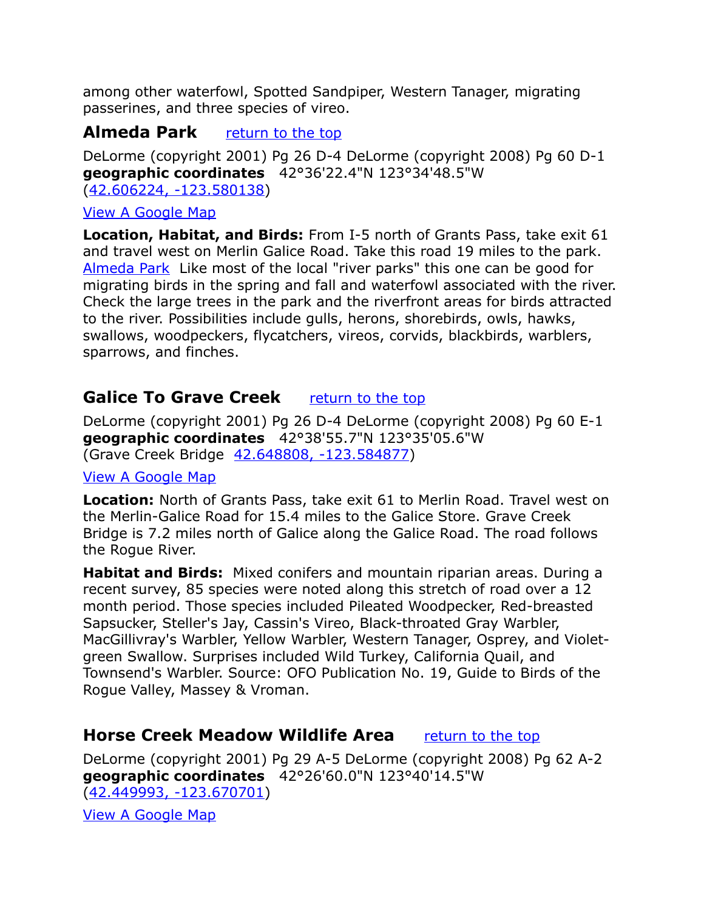among other waterfowl, Spotted Sandpiper, Western Tanager, migrating passerines, and three species of vireo.

## Almeda Park    return to the top

DeLorme (copyright 2001) Pg 26 D-4 DeLorme (copyright 2008) Pg 60 D-1
**geographic coordinates** 42°36'22.4"N 123°34'48.5"W
(42.606224, -123.580138)

View A Google Map

**Location, Habitat, and Birds:** From I-5 north of Grants Pass, take exit 61 and travel west on Merlin Galice Road. Take this road 19 miles to the park. Almeda Park Like most of the local "river parks" this one can be good for migrating birds in the spring and fall and waterfowl associated with the river. Check the large trees in the park and the riverfront areas for birds attracted to the river. Possibilities include gulls, herons, shorebirds, owls, hawks, swallows, woodpeckers, flycatchers, vireos, corvids, blackbirds, warblers, sparrows, and finches.

## Galice To Grave Creek    return to the top

DeLorme (copyright 2001) Pg 26 D-4 DeLorme (copyright 2008) Pg 60 E-1
**geographic coordinates** 42°38'55.7"N 123°35'05.6"W
(Grave Creek Bridge 42.648808, -123.584877)

View A Google Map

**Location:** North of Grants Pass, take exit 61 to Merlin Road. Travel west on the Merlin-Galice Road for 15.4 miles to the Galice Store. Grave Creek Bridge is 7.2 miles north of Galice along the Galice Road. The road follows the Rogue River.

**Habitat and Birds:** Mixed conifers and mountain riparian areas. During a recent survey, 85 species were noted along this stretch of road over a 12 month period. Those species included Pileated Woodpecker, Red-breasted Sapsucker, Steller's Jay, Cassin's Vireo, Black-throated Gray Warbler, MacGillivray's Warbler, Yellow Warbler, Western Tanager, Osprey, and Violet-green Swallow. Surprises included Wild Turkey, California Quail, and Townsend's Warbler. Source: OFO Publication No. 19, Guide to Birds of the Rogue Valley, Massey & Vroman.

## Horse Creek Meadow Wildlife Area    return to the top

DeLorme (copyright 2001) Pg 29 A-5 DeLorme (copyright 2008) Pg 62 A-2
**geographic coordinates** 42°26'60.0"N 123°40'14.5"W
(42.449993, -123.670701)

View A Google Map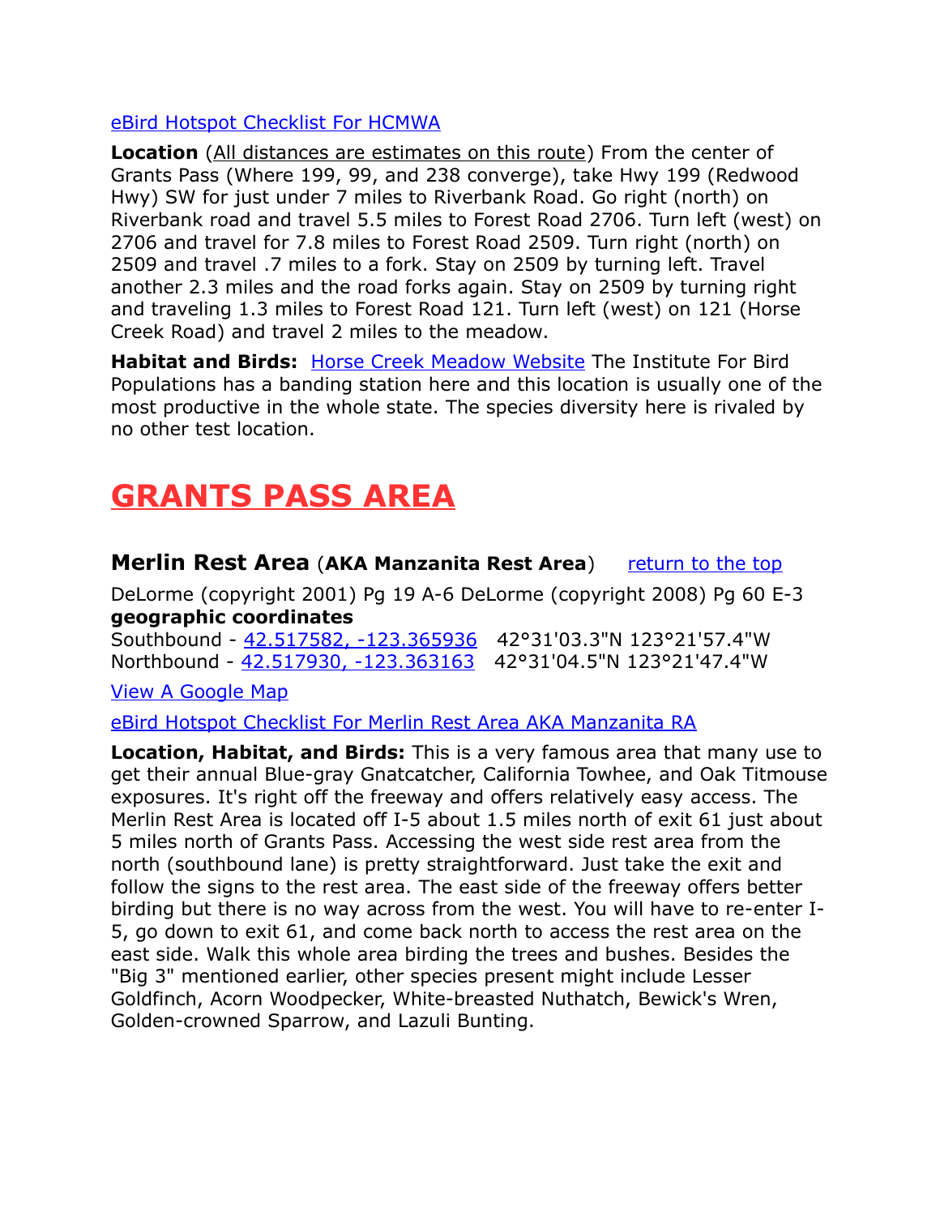[eBird Hotspot Checklist For HCMWA]

**Location** (All distances are estimates on this route) From the center of Grants Pass (Where 199, 99, and 238 converge), take Hwy 199 (Redwood Hwy) SW for just under 7 miles to Riverbank Road. Go right (north) on Riverbank road and travel 5.5 miles to Forest Road 2706. Turn left (west) on 2706 and travel for 7.8 miles to Forest Road 2509. Turn right (north) on 2509 and travel .7 miles to a fork. Stay on 2509 by turning left. Travel another 2.3 miles and the road forks again. Stay on 2509 by turning right and traveling 1.3 miles to Forest Road 121. Turn left (west) on 121 (Horse Creek Road) and travel 2 miles to the meadow.

**Habitat and Birds:** Horse Creek Meadow Website The Institute For Bird Populations has a banding station here and this location is usually one of the most productive in the whole state. The species diversity here is rivaled by no other test location.

# GRANTS PASS AREA

## Merlin Rest Area (AKA Manzanita Rest Area) return to the top

DeLorme (copyright 2001) Pg 19 A-6 DeLorme (copyright 2008) Pg 60 E-3
**geographic coordinates**
Southbound - 42.517582, -123.365936 42°31'03.3"N 123°21'57.4"W
Northbound - 42.517930, -123.363163 42°31'04.5"N 123°21'47.4"W

View A Google Map

eBird Hotspot Checklist For Merlin Rest Area AKA Manzanita RA

**Location, Habitat, and Birds:** This is a very famous area that many use to get their annual Blue-gray Gnatcatcher, California Towhee, and Oak Titmouse exposures. It's right off the freeway and offers relatively easy access. The Merlin Rest Area is located off I-5 about 1.5 miles north of exit 61 just about 5 miles north of Grants Pass. Accessing the west side rest area from the north (southbound lane) is pretty straightforward. Just take the exit and follow the signs to the rest area. The east side of the freeway offers better birding but there is no way across from the west. You will have to re-enter I-5, go down to exit 61, and come back north to access the rest area on the east side. Walk this whole area birding the trees and bushes. Besides the "Big 3" mentioned earlier, other species present might include Lesser Goldfinch, Acorn Woodpecker, White-breasted Nuthatch, Bewick's Wren, Golden-crowned Sparrow, and Lazuli Bunting.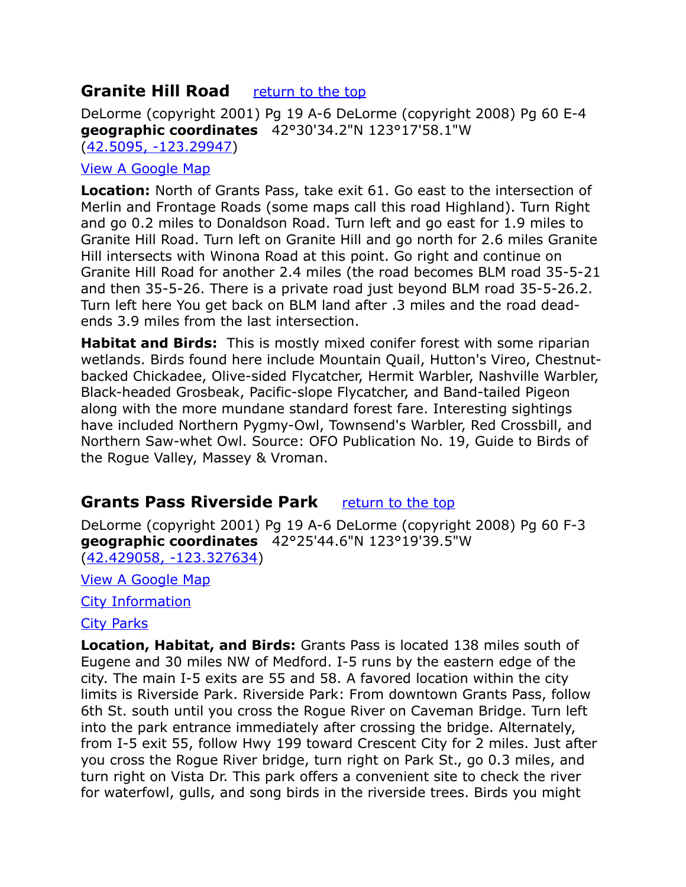## Granite Hill Road    [return to the top]

DeLorme (copyright 2001) Pg 19 A-6 DeLorme (copyright 2008) Pg 60 E-4
**geographic coordinates** 42°30'34.2"N 123°17'58.1"W
(42.5095, -123.29947)

View A Google Map

**Location:** North of Grants Pass, take exit 61. Go east to the intersection of Merlin and Frontage Roads (some maps call this road Highland). Turn Right and go 0.2 miles to Donaldson Road. Turn left and go east for 1.9 miles to Granite Hill Road. Turn left on Granite Hill and go north for 2.6 miles Granite Hill intersects with Winona Road at this point. Go right and continue on Granite Hill Road for another 2.4 miles (the road becomes BLM road 35-5-21 and then 35-5-26. There is a private road just beyond BLM road 35-5-26.2. Turn left here You get back on BLM land after .3 miles and the road dead-ends 3.9 miles from the last intersection.

**Habitat and Birds:** This is mostly mixed conifer forest with some riparian wetlands. Birds found here include Mountain Quail, Hutton's Vireo, Chestnut-backed Chickadee, Olive-sided Flycatcher, Hermit Warbler, Nashville Warbler, Black-headed Grosbeak, Pacific-slope Flycatcher, and Band-tailed Pigeon along with the more mundane standard forest fare. Interesting sightings have included Northern Pygmy-Owl, Townsend's Warbler, Red Crossbill, and Northern Saw-whet Owl. Source: OFO Publication No. 19, Guide to Birds of the Rogue Valley, Massey & Vroman.

## Grants Pass Riverside Park    [return to the top]

DeLorme (copyright 2001) Pg 19 A-6 DeLorme (copyright 2008) Pg 60 F-3
**geographic coordinates** 42°25'44.6"N 123°19'39.5"W
(42.429058, -123.327634)

View A Google Map

City Information

City Parks

**Location, Habitat, and Birds:** Grants Pass is located 138 miles south of Eugene and 30 miles NW of Medford. I-5 runs by the eastern edge of the city. The main I-5 exits are 55 and 58. A favored location within the city limits is Riverside Park. Riverside Park: From downtown Grants Pass, follow 6th St. south until you cross the Rogue River on Caveman Bridge. Turn left into the park entrance immediately after crossing the bridge. Alternately, from I-5 exit 55, follow Hwy 199 toward Crescent City for 2 miles. Just after you cross the Rogue River bridge, turn right on Park St., go 0.3 miles, and turn right on Vista Dr. This park offers a convenient site to check the river for waterfowl, gulls, and song birds in the riverside trees. Birds you might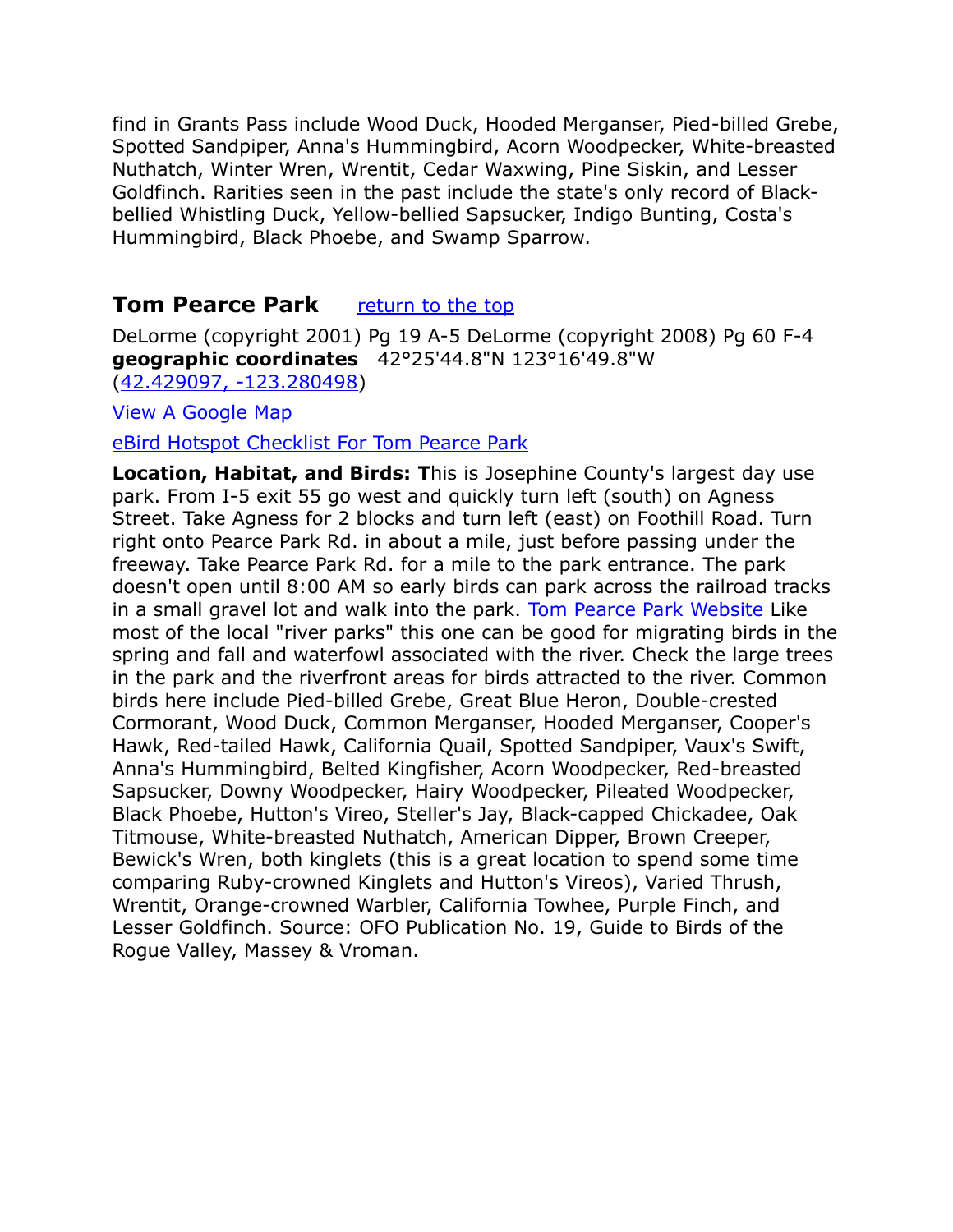find in Grants Pass include Wood Duck, Hooded Merganser, Pied-billed Grebe, Spotted Sandpiper, Anna's Hummingbird, Acorn Woodpecker, White-breasted Nuthatch, Winter Wren, Wrentit, Cedar Waxwing, Pine Siskin, and Lesser Goldfinch. Rarities seen in the past include the state's only record of Black-bellied Whistling Duck, Yellow-bellied Sapsucker, Indigo Bunting, Costa's Hummingbird, Black Phoebe, and Swamp Sparrow.

## Tom Pearce Park [return to the top]

DeLorme (copyright 2001) Pg 19 A-5 DeLorme (copyright 2008) Pg 60 F-4
**geographic coordinates** 42°25'44.8"N 123°16'49.8"W (42.429097, -123.280498)

View A Google Map

eBird Hotspot Checklist For Tom Pearce Park

**Location, Habitat, and Birds: T**his is Josephine County's largest day use park. From I-5 exit 55 go west and quickly turn left (south) on Agness Street. Take Agness for 2 blocks and turn left (east) on Foothill Road. Turn right onto Pearce Park Rd. in about a mile, just before passing under the freeway. Take Pearce Park Rd. for a mile to the park entrance. The park doesn't open until 8:00 AM so early birds can park across the railroad tracks in a small gravel lot and walk into the park. Tom Pearce Park Website Like most of the local "river parks" this one can be good for migrating birds in the spring and fall and waterfowl associated with the river. Check the large trees in the park and the riverfront areas for birds attracted to the river. Common birds here include Pied-billed Grebe, Great Blue Heron, Double-crested Cormorant, Wood Duck, Common Merganser, Hooded Merganser, Cooper's Hawk, Red-tailed Hawk, California Quail, Spotted Sandpiper, Vaux's Swift, Anna's Hummingbird, Belted Kingfisher, Acorn Woodpecker, Red-breasted Sapsucker, Downy Woodpecker, Hairy Woodpecker, Pileated Woodpecker, Black Phoebe, Hutton's Vireo, Steller's Jay, Black-capped Chickadee, Oak Titmouse, White-breasted Nuthatch, American Dipper, Brown Creeper, Bewick's Wren, both kinglets (this is a great location to spend some time comparing Ruby-crowned Kinglets and Hutton's Vireos), Varied Thrush, Wrentit, Orange-crowned Warbler, California Towhee, Purple Finch, and Lesser Goldfinch. Source: OFO Publication No. 19, Guide to Birds of the Rogue Valley, Massey & Vroman.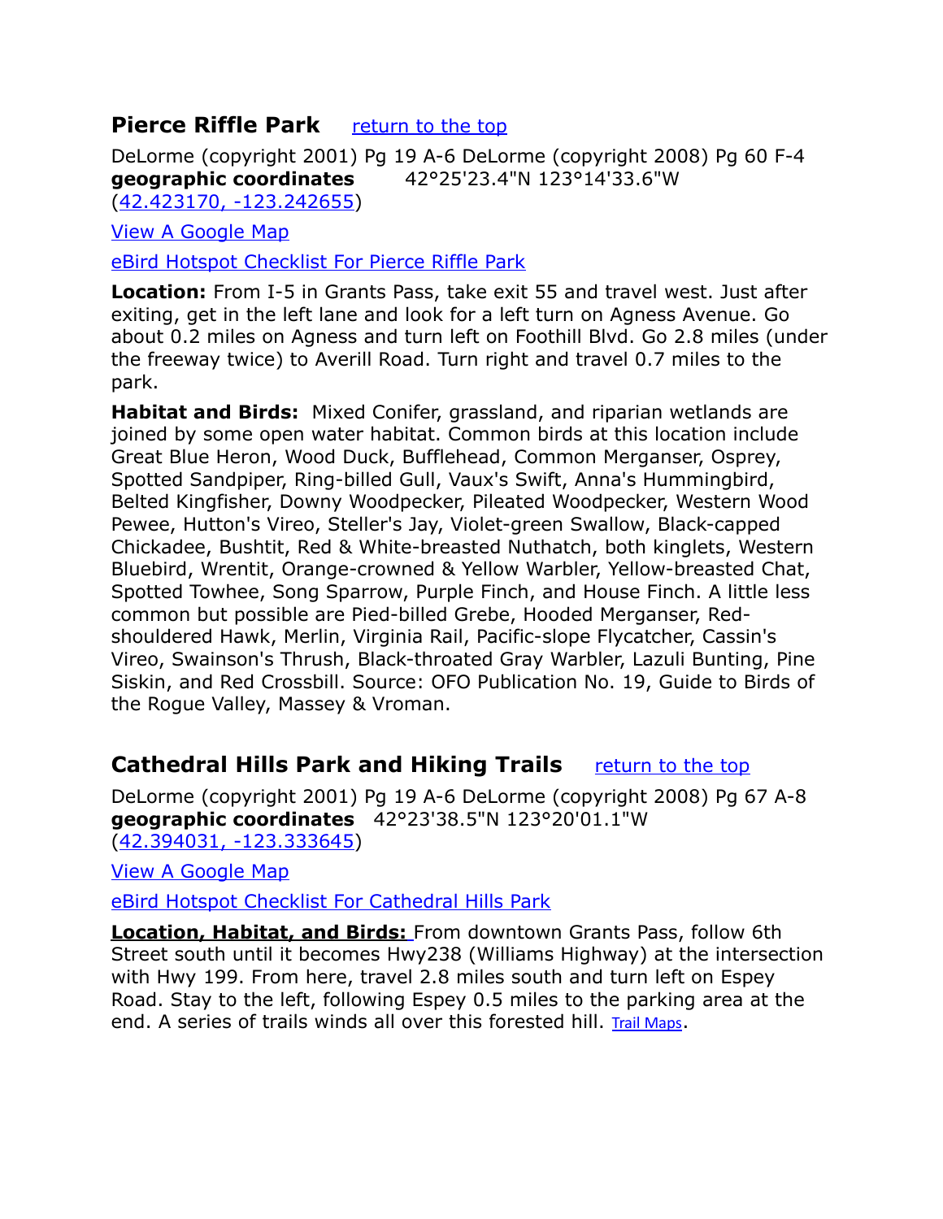## Pierce Riffle Park [return to the top]

DeLorme (copyright 2001) Pg 19 A-6 DeLorme (copyright 2008) Pg 60 F-4
**geographic coordinates** 42°25'23.4"N 123°14'33.6"W
(42.423170, -123.242655)

View A Google Map

eBird Hotspot Checklist For Pierce Riffle Park

**Location:** From I-5 in Grants Pass, take exit 55 and travel west. Just after exiting, get in the left lane and look for a left turn on Agness Avenue. Go about 0.2 miles on Agness and turn left on Foothill Blvd. Go 2.8 miles (under the freeway twice) to Averill Road. Turn right and travel 0.7 miles to the park.

**Habitat and Birds:** Mixed Conifer, grassland, and riparian wetlands are joined by some open water habitat. Common birds at this location include Great Blue Heron, Wood Duck, Bufflehead, Common Merganser, Osprey, Spotted Sandpiper, Ring-billed Gull, Vaux's Swift, Anna's Hummingbird, Belted Kingfisher, Downy Woodpecker, Pileated Woodpecker, Western Wood Pewee, Hutton's Vireo, Steller's Jay, Violet-green Swallow, Black-capped Chickadee, Bushtit, Red & White-breasted Nuthatch, both kinglets, Western Bluebird, Wrentit, Orange-crowned & Yellow Warbler, Yellow-breasted Chat, Spotted Towhee, Song Sparrow, Purple Finch, and House Finch. A little less common but possible are Pied-billed Grebe, Hooded Merganser, Red-shouldered Hawk, Merlin, Virginia Rail, Pacific-slope Flycatcher, Cassin's Vireo, Swainson's Thrush, Black-throated Gray Warbler, Lazuli Bunting, Pine Siskin, and Red Crossbill. Source: OFO Publication No. 19, Guide to Birds of the Rogue Valley, Massey & Vroman.

## Cathedral Hills Park and Hiking Trails [return to the top]

DeLorme (copyright 2001) Pg 19 A-6 DeLorme (copyright 2008) Pg 67 A-8
**geographic coordinates** 42°23'38.5"N 123°20'01.1"W
(42.394031, -123.333645)

View A Google Map

eBird Hotspot Checklist For Cathedral Hills Park

**Location, Habitat, and Birds:** From downtown Grants Pass, follow 6th Street south until it becomes Hwy238 (Williams Highway) at the intersection with Hwy 199. From here, travel 2.8 miles south and turn left on Espey Road. Stay to the left, following Espey 0.5 miles to the parking area at the end. A series of trails winds all over this forested hill. Trail Maps.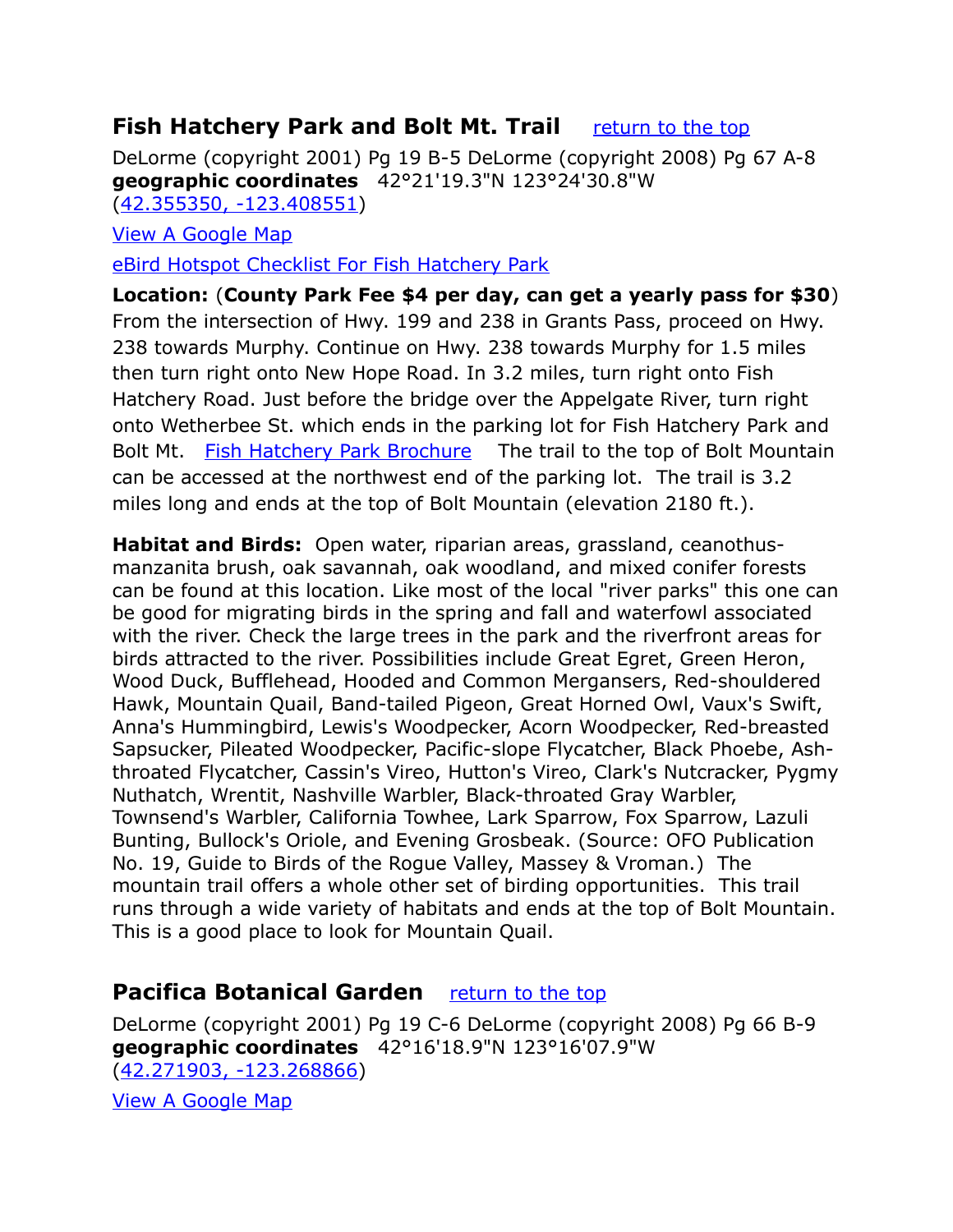## Fish Hatchery Park and Bolt Mt. Trail  [return to the top]

DeLorme (copyright 2001) Pg 19 B-5 DeLorme (copyright 2008) Pg 67 A-8
**geographic coordinates** 42°21'19.3"N 123°24'30.8"W
(42.355350, -123.408551)

View A Google Map

eBird Hotspot Checklist For Fish Hatchery Park

**Location:** (**County Park Fee $4 per day, can get a yearly pass for $30**) From the intersection of Hwy. 199 and 238 in Grants Pass, proceed on Hwy. 238 towards Murphy. Continue on Hwy. 238 towards Murphy for 1.5 miles then turn right onto New Hope Road. In 3.2 miles, turn right onto Fish Hatchery Road. Just before the bridge over the Appelgate River, turn right onto Wetherbee St. which ends in the parking lot for Fish Hatchery Park and Bolt Mt. Fish Hatchery Park Brochure The trail to the top of Bolt Mountain can be accessed at the northwest end of the parking lot. The trail is 3.2 miles long and ends at the top of Bolt Mountain (elevation 2180 ft.).

**Habitat and Birds:** Open water, riparian areas, grassland, ceanothus-manzanita brush, oak savannah, oak woodland, and mixed conifer forests can be found at this location. Like most of the local "river parks" this one can be good for migrating birds in the spring and fall and waterfowl associated with the river. Check the large trees in the park and the riverfront areas for birds attracted to the river. Possibilities include Great Egret, Green Heron, Wood Duck, Bufflehead, Hooded and Common Mergansers, Red-shouldered Hawk, Mountain Quail, Band-tailed Pigeon, Great Horned Owl, Vaux's Swift, Anna's Hummingbird, Lewis's Woodpecker, Acorn Woodpecker, Red-breasted Sapsucker, Pileated Woodpecker, Pacific-slope Flycatcher, Black Phoebe, Ash-throated Flycatcher, Cassin's Vireo, Hutton's Vireo, Clark's Nutcracker, Pygmy Nuthatch, Wrentit, Nashville Warbler, Black-throated Gray Warbler, Townsend's Warbler, California Towhee, Lark Sparrow, Fox Sparrow, Lazuli Bunting, Bullock's Oriole, and Evening Grosbeak. (Source: OFO Publication No. 19, Guide to Birds of the Rogue Valley, Massey & Vroman.) The mountain trail offers a whole other set of birding opportunities. This trail runs through a wide variety of habitats and ends at the top of Bolt Mountain. This is a good place to look for Mountain Quail.

## Pacifica Botanical Garden  [return to the top]

DeLorme (copyright 2001) Pg 19 C-6 DeLorme (copyright 2008) Pg 66 B-9
**geographic coordinates** 42°16'18.9"N 123°16'07.9"W
(42.271903, -123.268866)

View A Google Map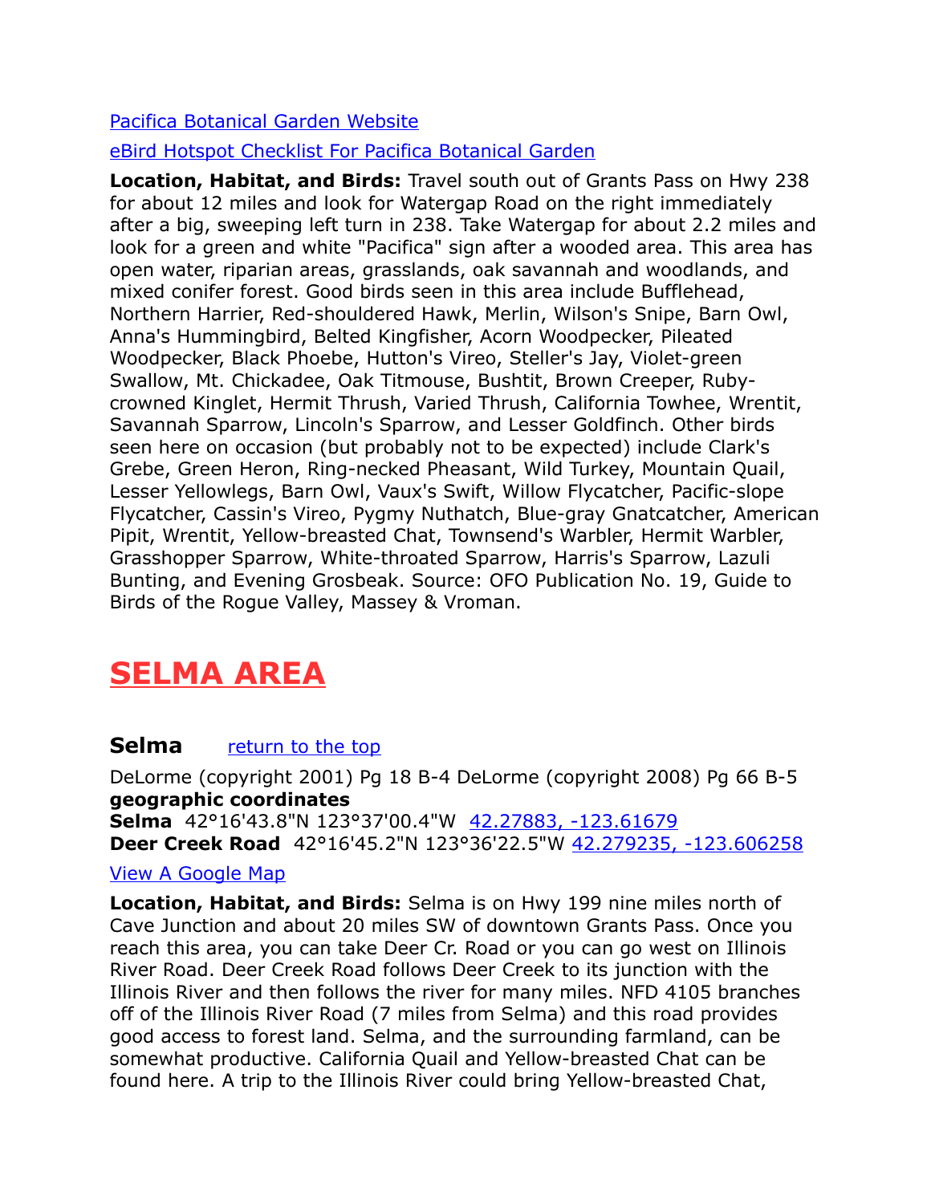[Pacifica Botanical Garden Website](#)

[eBird Hotspot Checklist For Pacifica Botanical Garden](#)

**Location, Habitat, and Birds:** Travel south out of Grants Pass on Hwy 238 for about 12 miles and look for Watergap Road on the right immediately after a big, sweeping left turn in 238. Take Watergap for about 2.2 miles and look for a green and white "Pacifica" sign after a wooded area. This area has open water, riparian areas, grasslands, oak savannah and woodlands, and mixed conifer forest. Good birds seen in this area include Bufflehead, Northern Harrier, Red-shouldered Hawk, Merlin, Wilson's Snipe, Barn Owl, Anna's Hummingbird, Belted Kingfisher, Acorn Woodpecker, Pileated Woodpecker, Black Phoebe, Hutton's Vireo, Steller's Jay, Violet-green Swallow, Mt. Chickadee, Oak Titmouse, Bushtit, Brown Creeper, Ruby-crowned Kinglet, Hermit Thrush, Varied Thrush, California Towhee, Wrentit, Savannah Sparrow, Lincoln's Sparrow, and Lesser Goldfinch. Other birds seen here on occasion (but probably not to be expected) include Clark's Grebe, Green Heron, Ring-necked Pheasant, Wild Turkey, Mountain Quail, Lesser Yellowlegs, Barn Owl, Vaux's Swift, Willow Flycatcher, Pacific-slope Flycatcher, Cassin's Vireo, Pygmy Nuthatch, Blue-gray Gnatcatcher, American Pipit, Wrentit, Yellow-breasted Chat, Townsend's Warbler, Hermit Warbler, Grasshopper Sparrow, White-throated Sparrow, Harris's Sparrow, Lazuli Bunting, and Evening Grosbeak. Source: OFO Publication No. 19, Guide to Birds of the Rogue Valley, Massey & Vroman.

# SELMA AREA

### Selma [return to the top](#)

DeLorme (copyright 2001) Pg 18 B-4 DeLorme (copyright 2008) Pg 66 B-5
**geographic coordinates**
**Selma** 42°16'43.8"N 123°37'00.4"W [42.27883, -123.61679](#)
**Deer Creek Road** 42°16'45.2"N 123°36'22.5"W [42.279235, -123.606258](#)

[View A Google Map](#)

**Location, Habitat, and Birds:** Selma is on Hwy 199 nine miles north of Cave Junction and about 20 miles SW of downtown Grants Pass. Once you reach this area, you can take Deer Cr. Road or you can go west on Illinois River Road. Deer Creek Road follows Deer Creek to its junction with the Illinois River and then follows the river for many miles. NFD 4105 branches off of the Illinois River Road (7 miles from Selma) and this road provides good access to forest land. Selma, and the surrounding farmland, can be somewhat productive. California Quail and Yellow-breasted Chat can be found here. A trip to the Illinois River could bring Yellow-breasted Chat,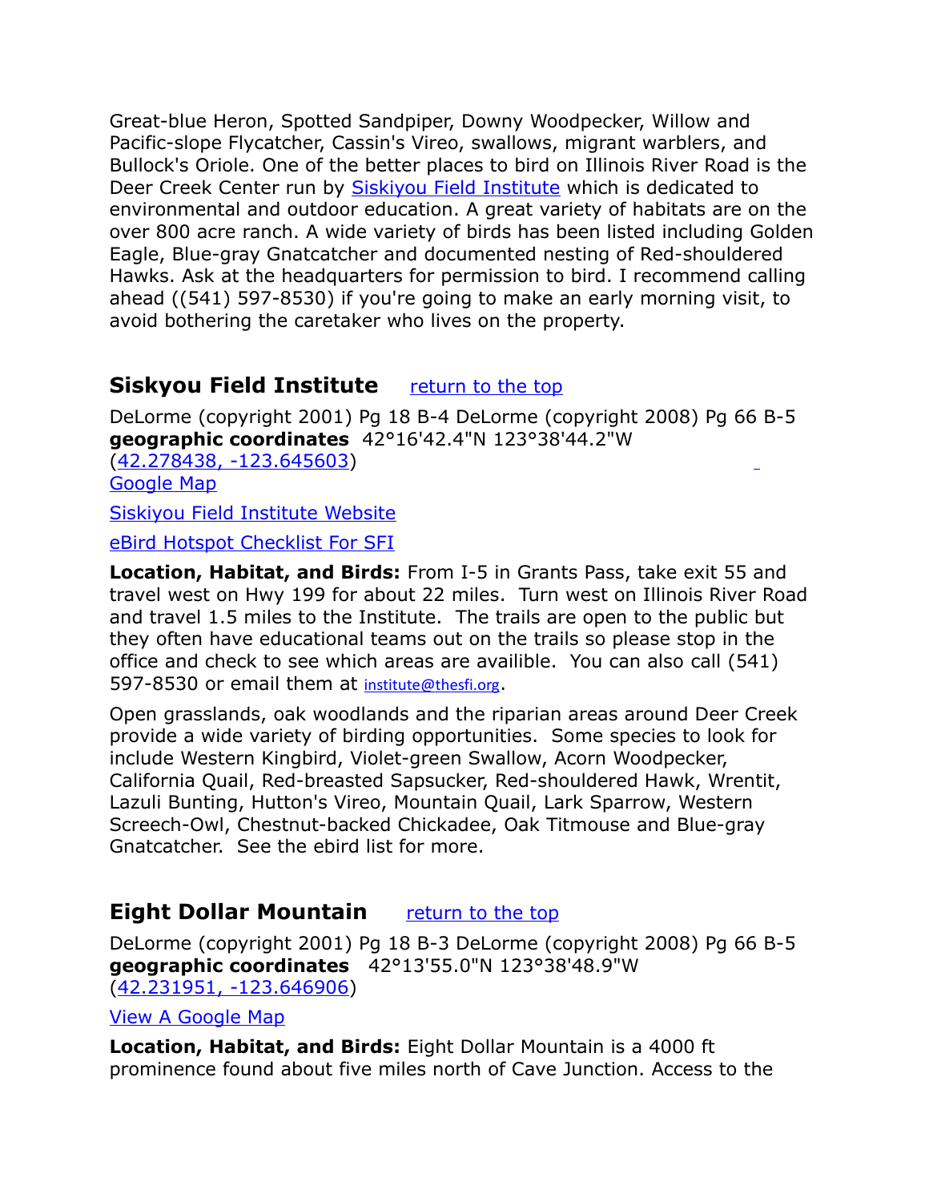Great-blue Heron, Spotted Sandpiper, Downy Woodpecker, Willow and Pacific-slope Flycatcher, Cassin's Vireo, swallows, migrant warblers, and Bullock's Oriole. One of the better places to bird on Illinois River Road is the Deer Creek Center run by Siskiyou Field Institute which is dedicated to environmental and outdoor education. A great variety of habitats are on the over 800 acre ranch. A wide variety of birds has been listed including Golden Eagle, Blue-gray Gnatcatcher and documented nesting of Red-shouldered Hawks. Ask at the headquarters for permission to bird. I recommend calling ahead ((541) 597-8530) if you're going to make an early morning visit, to avoid bothering the caretaker who lives on the property.

## Siskyou Field Institute

return to the top

DeLorme (copyright 2001) Pg 18 B-4 DeLorme (copyright 2008) Pg 66 B-5
**geographic coordinates** 42°16'42.4"N 123°38'44.2"W
(42.278438, -123.645603)
Google Map

Siskiyou Field Institute Website

eBird Hotspot Checklist For SFI

**Location, Habitat, and Birds:** From I-5 in Grants Pass, take exit 55 and travel west on Hwy 199 for about 22 miles. Turn west on Illinois River Road and travel 1.5 miles to the Institute. The trails are open to the public but they often have educational teams out on the trails so please stop in the office and check to see which areas are availible. You can also call (541) 597-8530 or email them at institute@thesfi.org.

Open grasslands, oak woodlands and the riparian areas around Deer Creek provide a wide variety of birding opportunities. Some species to look for include Western Kingbird, Violet-green Swallow, Acorn Woodpecker, California Quail, Red-breasted Sapsucker, Red-shouldered Hawk, Wrentit, Lazuli Bunting, Hutton's Vireo, Mountain Quail, Lark Sparrow, Western Screech-Owl, Chestnut-backed Chickadee, Oak Titmouse and Blue-gray Gnatcatcher. See the ebird list for more.

## Eight Dollar Mountain

return to the top

DeLorme (copyright 2001) Pg 18 B-3 DeLorme (copyright 2008) Pg 66 B-5
**geographic coordinates** 42°13'55.0"N 123°38'48.9"W
(42.231951, -123.646906)

View A Google Map

**Location, Habitat, and Birds:** Eight Dollar Mountain is a 4000 ft prominence found about five miles north of Cave Junction. Access to the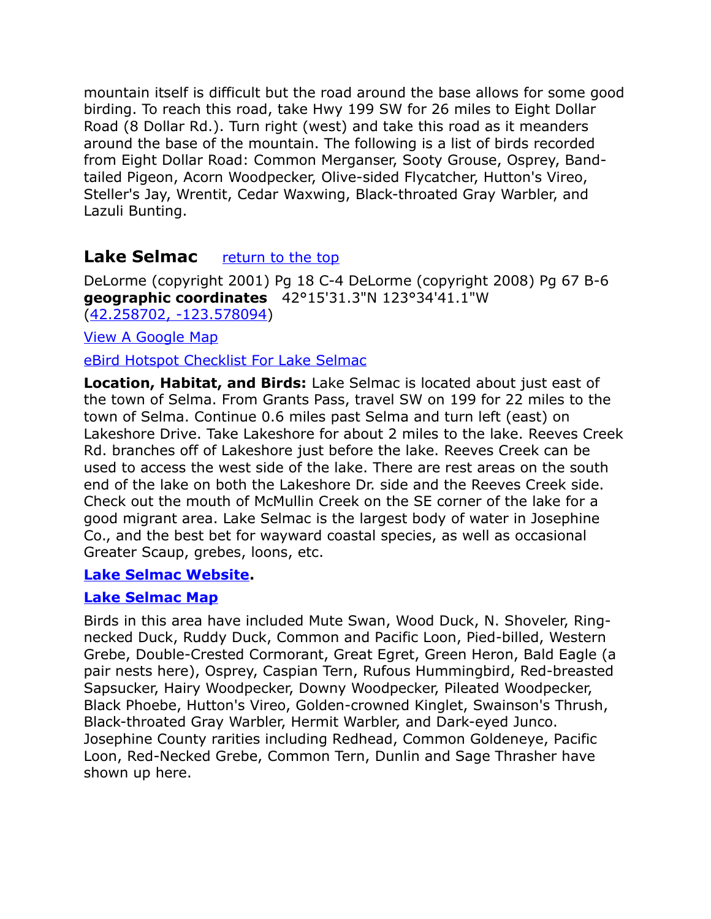mountain itself is difficult but the road around the base allows for some good birding. To reach this road, take Hwy 199 SW for 26 miles to Eight Dollar Road (8 Dollar Rd.). Turn right (west) and take this road as it meanders around the base of the mountain. The following is a list of birds recorded from Eight Dollar Road: Common Merganser, Sooty Grouse, Osprey, Band-tailed Pigeon, Acorn Woodpecker, Olive-sided Flycatcher, Hutton's Vireo, Steller's Jay, Wrentit, Cedar Waxwing, Black-throated Gray Warbler, and Lazuli Bunting.

## Lake Selmac [return to the top]

DeLorme (copyright 2001) Pg 18 C-4 DeLorme (copyright 2008) Pg 67 B-6
**geographic coordinates** 42°15'31.3"N 123°34'41.1"W
(42.258702, -123.578094)

View A Google Map

eBird Hotspot Checklist For Lake Selmac

**Location, Habitat, and Birds:** Lake Selmac is located about just east of the town of Selma. From Grants Pass, travel SW on 199 for 22 miles to the town of Selma. Continue 0.6 miles past Selma and turn left (east) on Lakeshore Drive. Take Lakeshore for about 2 miles to the lake. Reeves Creek Rd. branches off of Lakeshore just before the lake. Reeves Creek can be used to access the west side of the lake. There are rest areas on the south end of the lake on both the Lakeshore Dr. side and the Reeves Creek side. Check out the mouth of McMullin Creek on the SE corner of the lake for a good migrant area. Lake Selmac is the largest body of water in Josephine Co., and the best bet for wayward coastal species, as well as occasional Greater Scaup, grebes, loons, etc.

**Lake Selmac Website**.

**Lake Selmac Map**

Birds in this area have included Mute Swan, Wood Duck, N. Shoveler, Ring-necked Duck, Ruddy Duck, Common and Pacific Loon, Pied-billed, Western Grebe, Double-Crested Cormorant, Great Egret, Green Heron, Bald Eagle (a pair nests here), Osprey, Caspian Tern, Rufous Hummingbird, Red-breasted Sapsucker, Hairy Woodpecker, Downy Woodpecker, Pileated Woodpecker, Black Phoebe, Hutton's Vireo, Golden-crowned Kinglet, Swainson's Thrush, Black-throated Gray Warbler, Hermit Warbler, and Dark-eyed Junco. Josephine County rarities including Redhead, Common Goldeneye, Pacific Loon, Red-Necked Grebe, Common Tern, Dunlin and Sage Thrasher have shown up here.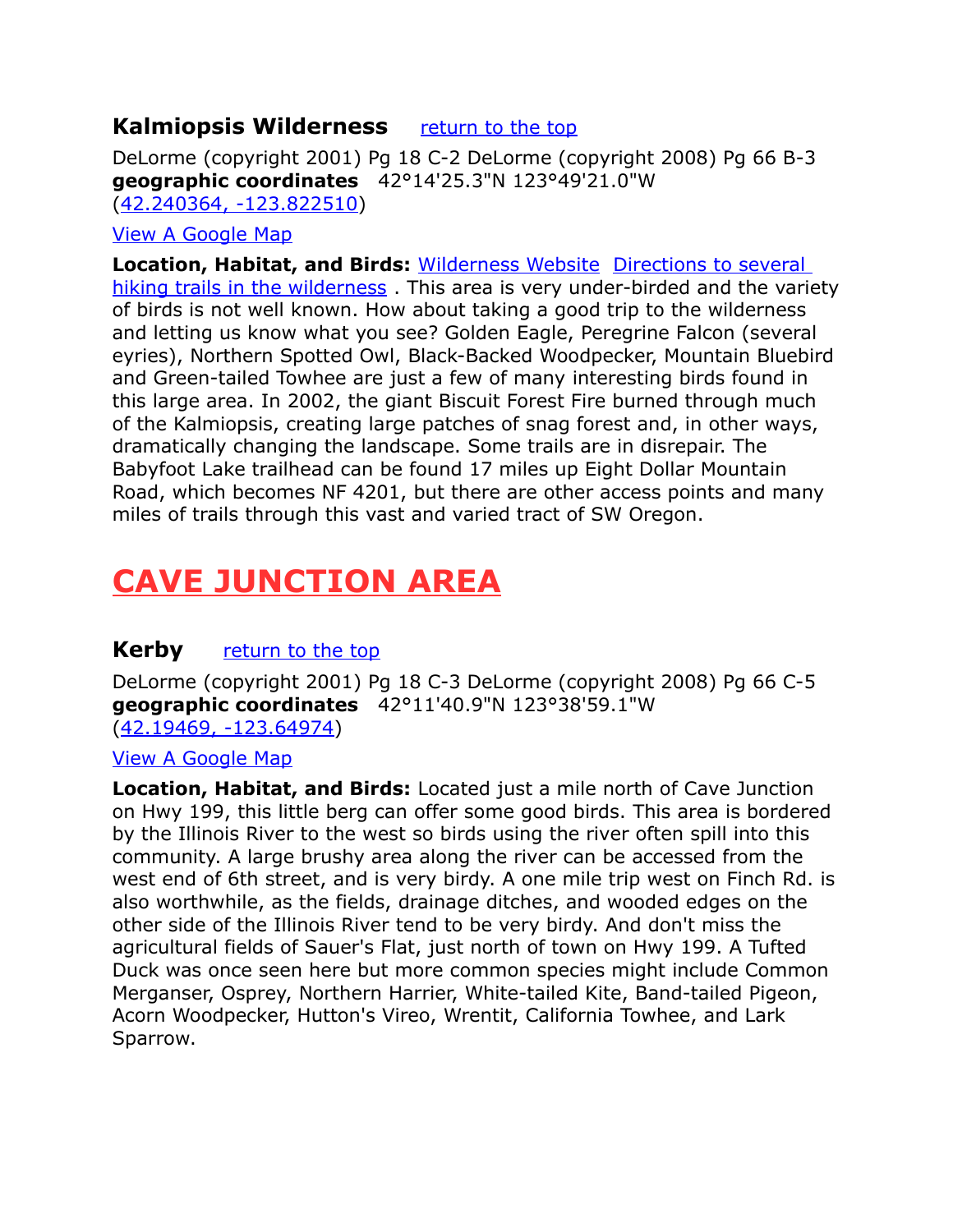### Kalmiopsis Wilderness [return to the top]

DeLorme (copyright 2001) Pg 18 C-2 DeLorme (copyright 2008) Pg 66 B-3
**geographic coordinates** 42°14'25.3"N 123°49'21.0"W
(42.240364, -123.822510)

View A Google Map

**Location, Habitat, and Birds:** Wilderness Website Directions to several hiking trails in the wilderness . This area is very under-birded and the variety of birds is not well known. How about taking a good trip to the wilderness and letting us know what you see? Golden Eagle, Peregrine Falcon (several eyries), Northern Spotted Owl, Black-Backed Woodpecker, Mountain Bluebird and Green-tailed Towhee are just a few of many interesting birds found in this large area. In 2002, the giant Biscuit Forest Fire burned through much of the Kalmiopsis, creating large patches of snag forest and, in other ways, dramatically changing the landscape. Some trails are in disrepair. The Babyfoot Lake trailhead can be found 17 miles up Eight Dollar Mountain Road, which becomes NF 4201, but there are other access points and many miles of trails through this vast and varied tract of SW Oregon.

# CAVE JUNCTION AREA

### Kerby [return to the top]

DeLorme (copyright 2001) Pg 18 C-3 DeLorme (copyright 2008) Pg 66 C-5
**geographic coordinates** 42°11'40.9"N 123°38'59.1"W
(42.19469, -123.64974)

View A Google Map

**Location, Habitat, and Birds:** Located just a mile north of Cave Junction on Hwy 199, this little berg can offer some good birds. This area is bordered by the Illinois River to the west so birds using the river often spill into this community. A large brushy area along the river can be accessed from the west end of 6th street, and is very birdy. A one mile trip west on Finch Rd. is also worthwhile, as the fields, drainage ditches, and wooded edges on the other side of the Illinois River tend to be very birdy. And don't miss the agricultural fields of Sauer's Flat, just north of town on Hwy 199. A Tufted Duck was once seen here but more common species might include Common Merganser, Osprey, Northern Harrier, White-tailed Kite, Band-tailed Pigeon, Acorn Woodpecker, Hutton's Vireo, Wrentit, California Towhee, and Lark Sparrow.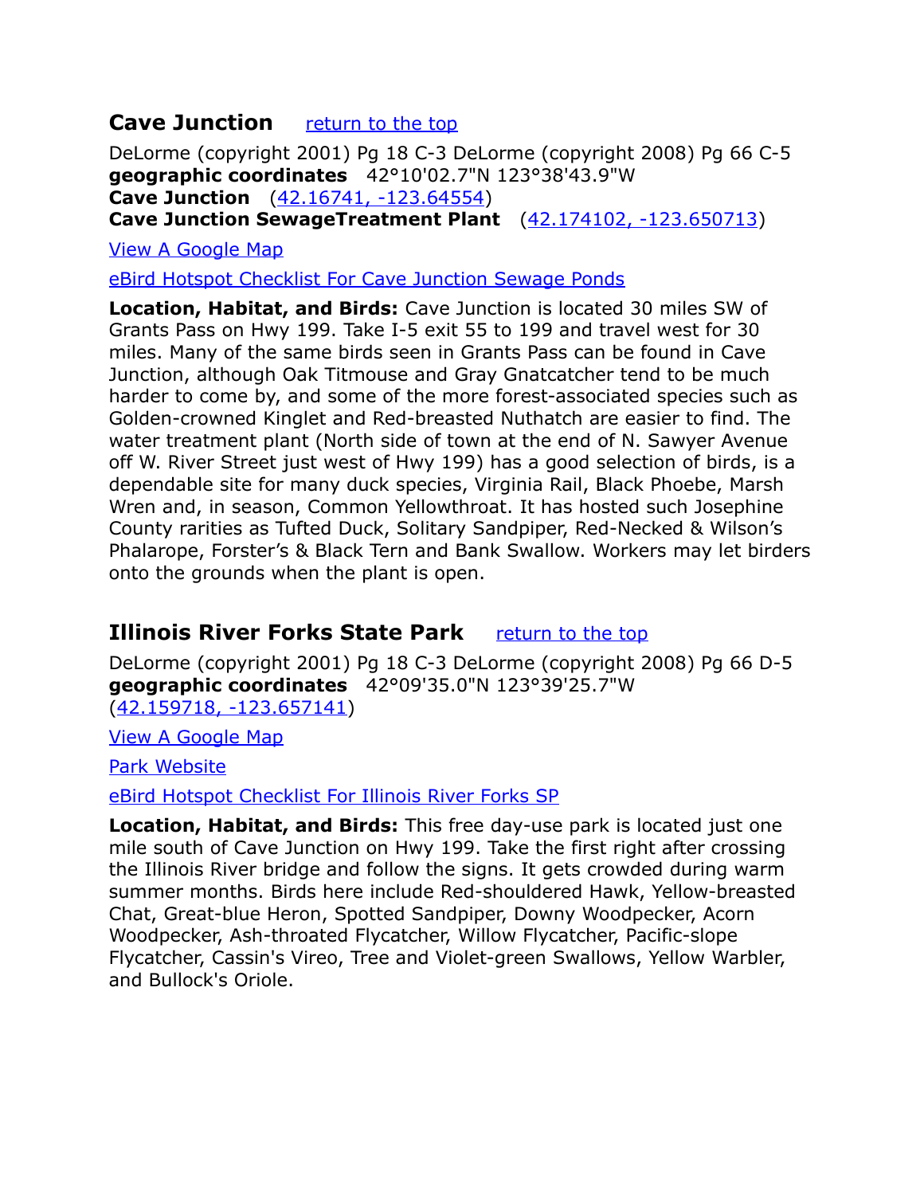## Cave Junction    return to the top

DeLorme (copyright 2001) Pg 18 C-3 DeLorme (copyright 2008) Pg 66 C-5
**geographic coordinates** 42°10'02.7"N 123°38'43.9"W
**Cave Junction** (42.16741, -123.64554)
**Cave Junction SewageTreatment Plant** (42.174102, -123.650713)

View A Google Map

eBird Hotspot Checklist For Cave Junction Sewage Ponds

**Location, Habitat, and Birds:** Cave Junction is located 30 miles SW of Grants Pass on Hwy 199. Take I-5 exit 55 to 199 and travel west for 30 miles. Many of the same birds seen in Grants Pass can be found in Cave Junction, although Oak Titmouse and Gray Gnatcatcher tend to be much harder to come by, and some of the more forest-associated species such as Golden-crowned Kinglet and Red-breasted Nuthatch are easier to find. The water treatment plant (North side of town at the end of N. Sawyer Avenue off W. River Street just west of Hwy 199) has a good selection of birds, is a dependable site for many duck species, Virginia Rail, Black Phoebe, Marsh Wren and, in season, Common Yellowthroat. It has hosted such Josephine County rarities as Tufted Duck, Solitary Sandpiper, Red-Necked & Wilson's Phalarope, Forster's & Black Tern and Bank Swallow. Workers may let birders onto the grounds when the plant is open.

## Illinois River Forks State Park    return to the top

DeLorme (copyright 2001) Pg 18 C-3 DeLorme (copyright 2008) Pg 66 D-5
**geographic coordinates** 42°09'35.0"N 123°39'25.7"W
(42.159718, -123.657141)

View A Google Map

Park Website

eBird Hotspot Checklist For Illinois River Forks SP

**Location, Habitat, and Birds:** This free day-use park is located just one mile south of Cave Junction on Hwy 199. Take the first right after crossing the Illinois River bridge and follow the signs. It gets crowded during warm summer months. Birds here include Red-shouldered Hawk, Yellow-breasted Chat, Great-blue Heron, Spotted Sandpiper, Downy Woodpecker, Acorn Woodpecker, Ash-throated Flycatcher, Willow Flycatcher, Pacific-slope Flycatcher, Cassin's Vireo, Tree and Violet-green Swallows, Yellow Warbler, and Bullock's Oriole.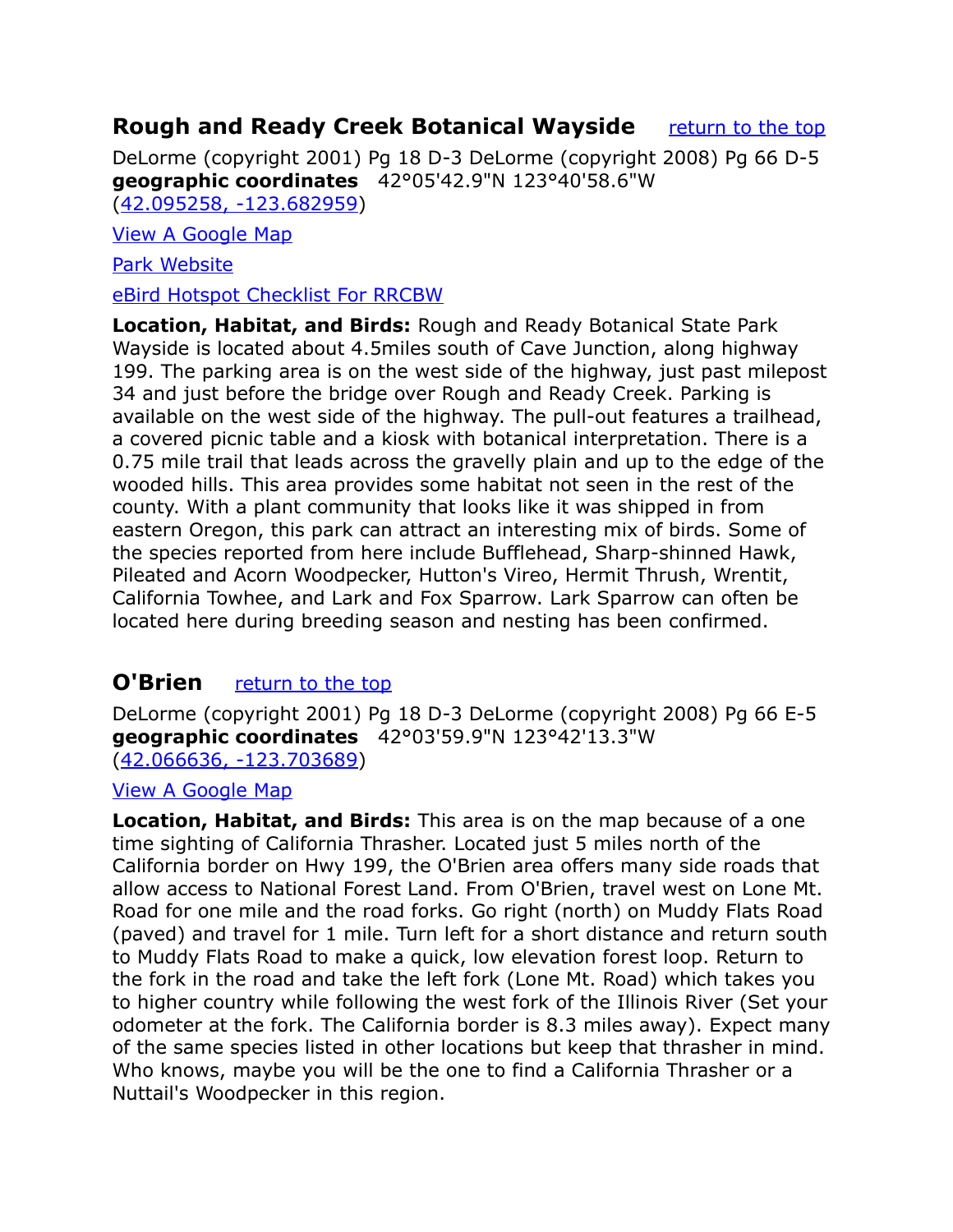## Rough and Ready Creek Botanical Wayside [return to the top]

DeLorme (copyright 2001) Pg 18 D-3 DeLorme (copyright 2008) Pg 66 D-5
**geographic coordinates** 42°05'42.9"N 123°40'58.6"W
(42.095258, -123.682959)

View A Google Map

Park Website

eBird Hotspot Checklist For RRCBW

**Location, Habitat, and Birds:** Rough and Ready Botanical State Park Wayside is located about 4.5miles south of Cave Junction, along highway 199. The parking area is on the west side of the highway, just past milepost 34 and just before the bridge over Rough and Ready Creek. Parking is available on the west side of the highway. The pull-out features a trailhead, a covered picnic table and a kiosk with botanical interpretation. There is a 0.75 mile trail that leads across the gravelly plain and up to the edge of the wooded hills. This area provides some habitat not seen in the rest of the county. With a plant community that looks like it was shipped in from eastern Oregon, this park can attract an interesting mix of birds. Some of the species reported from here include Bufflehead, Sharp-shinned Hawk, Pileated and Acorn Woodpecker, Hutton's Vireo, Hermit Thrush, Wrentit, California Towhee, and Lark and Fox Sparrow. Lark Sparrow can often be located here during breeding season and nesting has been confirmed.

## O'Brien [return to the top]

DeLorme (copyright 2001) Pg 18 D-3 DeLorme (copyright 2008) Pg 66 E-5
**geographic coordinates** 42°03'59.9"N 123°42'13.3"W
(42.066636, -123.703689)

View A Google Map

**Location, Habitat, and Birds:** This area is on the map because of a one time sighting of California Thrasher. Located just 5 miles north of the California border on Hwy 199, the O'Brien area offers many side roads that allow access to National Forest Land. From O'Brien, travel west on Lone Mt. Road for one mile and the road forks. Go right (north) on Muddy Flats Road (paved) and travel for 1 mile. Turn left for a short distance and return south to Muddy Flats Road to make a quick, low elevation forest loop. Return to the fork in the road and take the left fork (Lone Mt. Road) which takes you to higher country while following the west fork of the Illinois River (Set your odometer at the fork. The California border is 8.3 miles away). Expect many of the same species listed in other locations but keep that thrasher in mind. Who knows, maybe you will be the one to find a California Thrasher or a Nuttail's Woodpecker in this region.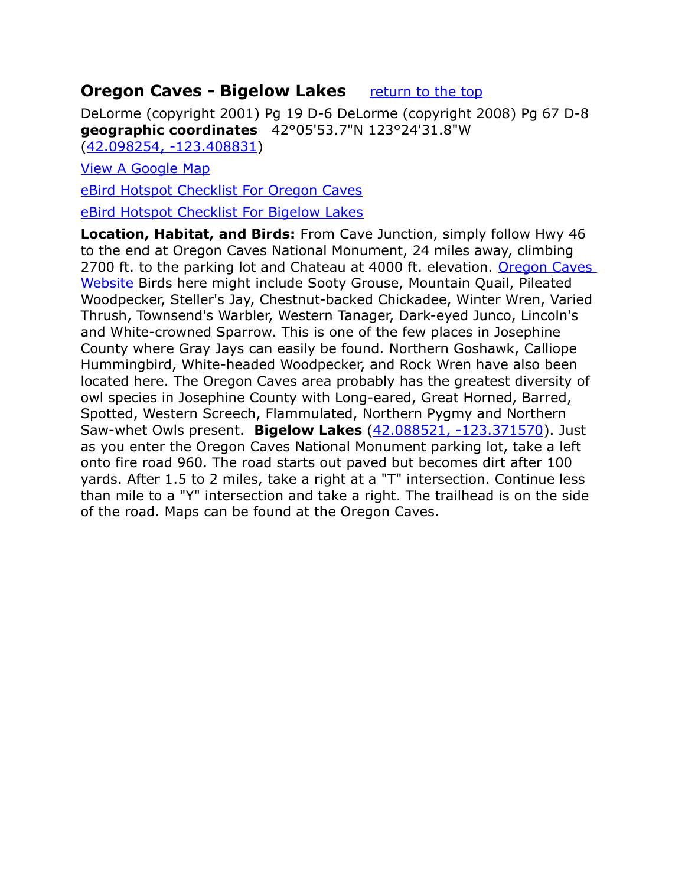## Oregon Caves - Bigelow Lakes [return to the top]

DeLorme (copyright 2001) Pg 19 D-6 DeLorme (copyright 2008) Pg 67 D-8
**geographic coordinates** 42°05'53.7"N 123°24'31.8"W
(42.098254, -123.408831)

View A Google Map

eBird Hotspot Checklist For Oregon Caves

eBird Hotspot Checklist For Bigelow Lakes

**Location, Habitat, and Birds:** From Cave Junction, simply follow Hwy 46 to the end at Oregon Caves National Monument, 24 miles away, climbing 2700 ft. to the parking lot and Chateau at 4000 ft. elevation. Oregon Caves Website Birds here might include Sooty Grouse, Mountain Quail, Pileated Woodpecker, Steller's Jay, Chestnut-backed Chickadee, Winter Wren, Varied Thrush, Townsend's Warbler, Western Tanager, Dark-eyed Junco, Lincoln's and White-crowned Sparrow. This is one of the few places in Josephine County where Gray Jays can easily be found. Northern Goshawk, Calliope Hummingbird, White-headed Woodpecker, and Rock Wren have also been located here. The Oregon Caves area probably has the greatest diversity of owl species in Josephine County with Long-eared, Great Horned, Barred, Spotted, Western Screech, Flammulated, Northern Pygmy and Northern Saw-whet Owls present. **Bigelow Lakes** (42.088521, -123.371570). Just as you enter the Oregon Caves National Monument parking lot, take a left onto fire road 960. The road starts out paved but becomes dirt after 100 yards. After 1.5 to 2 miles, take a right at a "T" intersection. Continue less than mile to a "Y" intersection and take a right. The trailhead is on the side of the road. Maps can be found at the Oregon Caves.